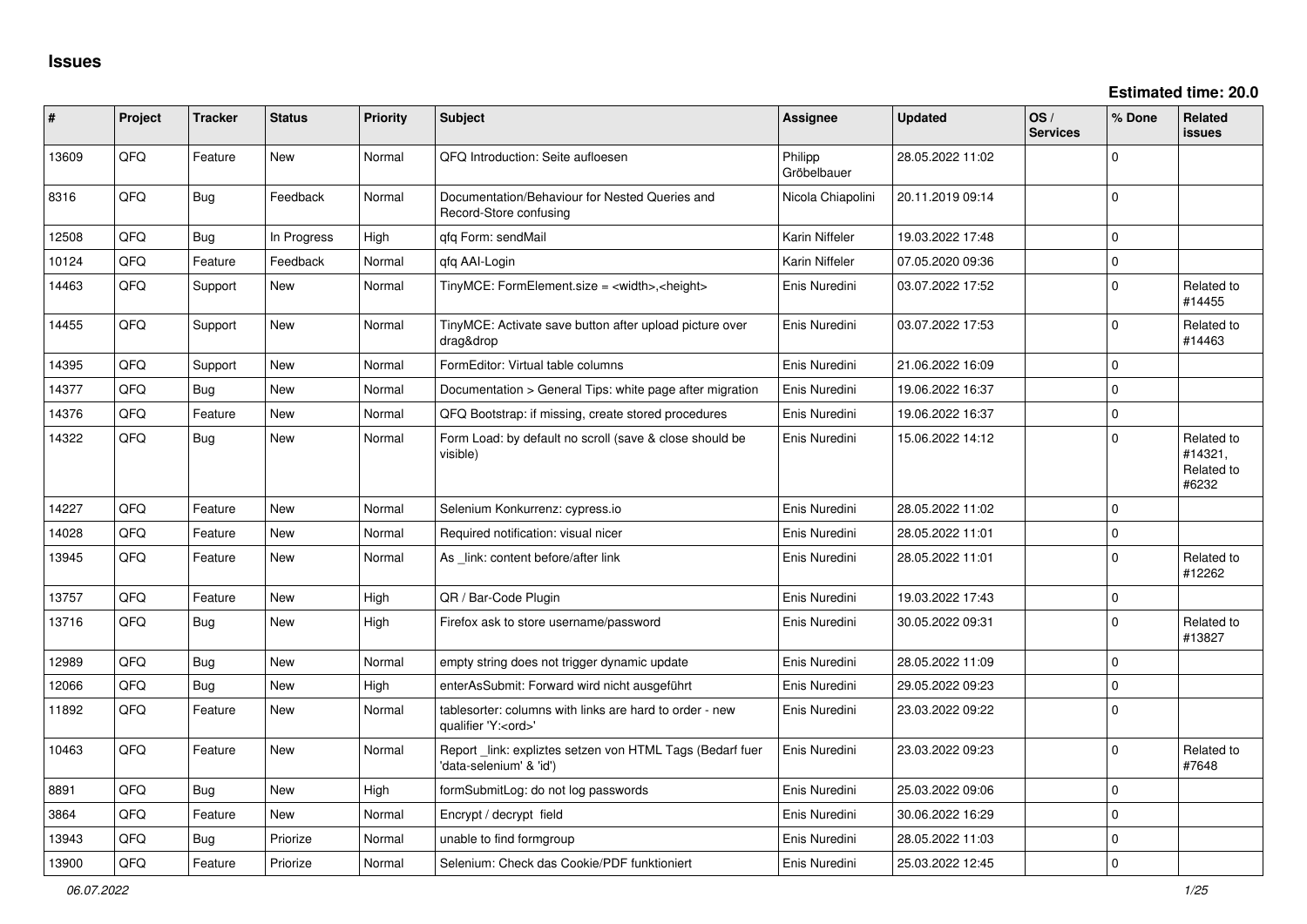# Issues

**Estimated time: 20.0**

| # | Project | Tracker | Status | Priority | Subject | Assignee | Updated | OS / Services | % Done | Related issues |
|---|---|---|---|---|---|---|---|---|---|---|
| 13609 | QFQ | Feature | New | Normal | QFQ Introduction: Seite aufloesen | Philipp Gröbelbauer | 28.05.2022 11:02 | | 0 | |
| 8316 | QFQ | Bug | Feedback | Normal | Documentation/Behaviour for Nested Queries and Record-Store confusing | Nicola Chiapolini | 20.11.2019 09:14 | | 0 | |
| 12508 | QFQ | Bug | In Progress | High | qfq Form: sendMail | Karin Niffeler | 19.03.2022 17:48 | | 0 | |
| 10124 | QFQ | Feature | Feedback | Normal | qfq AAI-Login | Karin Niffeler | 07.05.2020 09:36 | | 0 | |
| 14463 | QFQ | Support | New | Normal | TinyMCE: FormElement.size = <width>,<height> | Enis Nuredini | 03.07.2022 17:52 | | 0 | Related to #14455 |
| 14455 | QFQ | Support | New | Normal | TinyMCE: Activate save button after upload picture over drag&drop | Enis Nuredini | 03.07.2022 17:53 | | 0 | Related to #14463 |
| 14395 | QFQ | Support | New | Normal | FormEditor: Virtual table columns | Enis Nuredini | 21.06.2022 16:09 | | 0 | |
| 14377 | QFQ | Bug | New | Normal | Documentation > General Tips: white page after migration | Enis Nuredini | 19.06.2022 16:37 | | 0 | |
| 14376 | QFQ | Feature | New | Normal | QFQ Bootstrap: if missing, create stored procedures | Enis Nuredini | 19.06.2022 16:37 | | 0 | |
| 14322 | QFQ | Bug | New | Normal | Form Load: by default no scroll (save & close should be visible) | Enis Nuredini | 15.06.2022 14:12 | | 0 | Related to #14321, Related to #6232 |
| 14227 | QFQ | Feature | New | Normal | Selenium Konkurrenz: cypress.io | Enis Nuredini | 28.05.2022 11:02 | | 0 | |
| 14028 | QFQ | Feature | New | Normal | Required notification: visual nicer | Enis Nuredini | 28.05.2022 11:01 | | 0 | |
| 13945 | QFQ | Feature | New | Normal | As _link: content before/after link | Enis Nuredini | 28.05.2022 11:01 | | 0 | Related to #12262 |
| 13757 | QFQ | Feature | New | High | QR / Bar-Code Plugin | Enis Nuredini | 19.03.2022 17:43 | | 0 | |
| 13716 | QFQ | Bug | New | High | Firefox ask to store username/password | Enis Nuredini | 30.05.2022 09:31 | | 0 | Related to #13827 |
| 12989 | QFQ | Bug | New | Normal | empty string does not trigger dynamic update | Enis Nuredini | 28.05.2022 11:09 | | 0 | |
| 12066 | QFQ | Bug | New | High | enterAsSubmit: Forward wird nicht ausgeführt | Enis Nuredini | 29.05.2022 09:23 | | 0 | |
| 11892 | QFQ | Feature | New | Normal | tablesorter: columns with links are hard to order - new qualifier 'Y:<ord>' | Enis Nuredini | 23.03.2022 09:22 | | 0 | |
| 10463 | QFQ | Feature | New | Normal | Report _link: expliztes setzen von HTML Tags (Bedarf fuer 'data-selenium' & 'id') | Enis Nuredini | 23.03.2022 09:23 | | 0 | Related to #7648 |
| 8891 | QFQ | Bug | New | High | formSubmitLog: do not log passwords | Enis Nuredini | 25.03.2022 09:06 | | 0 | |
| 3864 | QFQ | Feature | New | Normal | Encrypt / decrypt field | Enis Nuredini | 30.06.2022 16:29 | | 0 | |
| 13943 | QFQ | Bug | Priorize | Normal | unable to find formgroup | Enis Nuredini | 28.05.2022 11:03 | | 0 | |
| 13900 | QFQ | Feature | Priorize | Normal | Selenium: Check das Cookie/PDF funktioniert | Enis Nuredini | 25.03.2022 12:45 | | 0 | |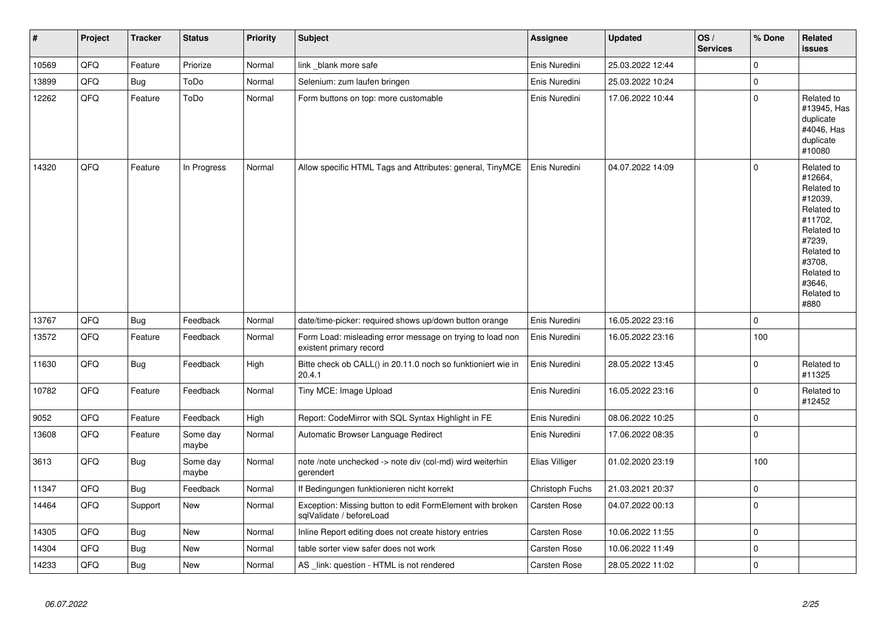| # | Project | Tracker | Status | Priority | Subject | Assignee | Updated | OS / Services | % Done | Related issues |
|---|---|---|---|---|---|---|---|---|---|---|
| 10569 | QFQ | Feature | Priorize | Normal | link _blank more safe | Enis Nuredini | 25.03.2022 12:44 | | 0 | |
| 13899 | QFQ | Bug | ToDo | Normal | Selenium: zum laufen bringen | Enis Nuredini | 25.03.2022 10:24 | | 0 | |
| 12262 | QFQ | Feature | ToDo | Normal | Form buttons on top: more customable | Enis Nuredini | 17.06.2022 10:44 | | 0 | Related to #13945, Has duplicate #4046, Has duplicate #10080 |
| 14320 | QFQ | Feature | In Progress | Normal | Allow specific HTML Tags and Attributes: general, TinyMCE | Enis Nuredini | 04.07.2022 14:09 | | 0 | Related to #12664, Related to #12039, Related to #11702, Related to #7239, Related to #3708, Related to #3646, Related to #880 |
| 13767 | QFQ | Bug | Feedback | Normal | date/time-picker: required shows up/down button orange | Enis Nuredini | 16.05.2022 23:16 | | 0 | |
| 13572 | QFQ | Feature | Feedback | Normal | Form Load: misleading error message on trying to load non existent primary record | Enis Nuredini | 16.05.2022 23:16 | | 100 | |
| 11630 | QFQ | Bug | Feedback | High | Bitte check ob CALL() in 20.11.0 noch so funktioniert wie in 20.4.1 | Enis Nuredini | 28.05.2022 13:45 | | 0 | Related to #11325 |
| 10782 | QFQ | Feature | Feedback | Normal | Tiny MCE: Image Upload | Enis Nuredini | 16.05.2022 23:16 | | 0 | Related to #12452 |
| 9052 | QFQ | Feature | Feedback | High | Report: CodeMirror with SQL Syntax Highlight in FE | Enis Nuredini | 08.06.2022 10:25 | | 0 | |
| 13608 | QFQ | Feature | Some day maybe | Normal | Automatic Browser Language Redirect | Enis Nuredini | 17.06.2022 08:35 | | 0 | |
| 3613 | QFQ | Bug | Some day maybe | Normal | note /note unchecked -> note div (col-md) wird weiterhin gerendert | Elias Villiger | 01.02.2020 23:19 | | 100 | |
| 11347 | QFQ | Bug | Feedback | Normal | If Bedingungen funktionieren nicht korrekt | Christoph Fuchs | 21.03.2021 20:37 | | 0 | |
| 14464 | QFQ | Support | New | Normal | Exception: Missing button to edit FormElement with broken sqlValidate / beforeLoad | Carsten Rose | 04.07.2022 00:13 | | 0 | |
| 14305 | QFQ | Bug | New | Normal | Inline Report editing does not create history entries | Carsten Rose | 10.06.2022 11:55 | | 0 | |
| 14304 | QFQ | Bug | New | Normal | table sorter view safer does not work | Carsten Rose | 10.06.2022 11:49 | | 0 | |
| 14233 | QFQ | Bug | New | Normal | AS _link: question - HTML is not rendered | Carsten Rose | 28.05.2022 11:02 | | 0 | |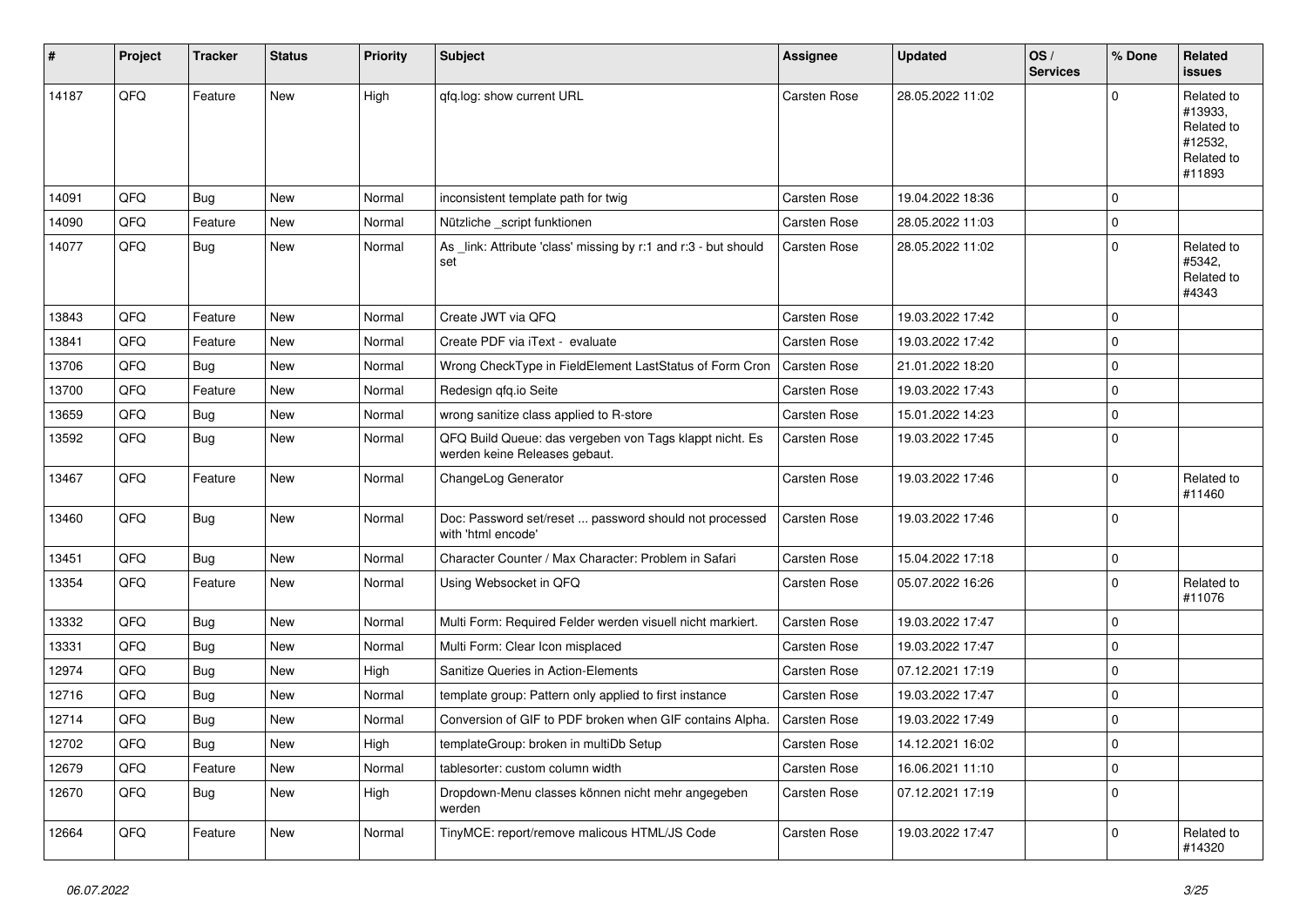| # | Project | Tracker | Status | Priority | Subject | Assignee | Updated | OS / Services | % Done | Related issues |
|---|---|---|---|---|---|---|---|---|---|---|
| 14187 | QFQ | Feature | New | High | qfq.log: show current URL | Carsten Rose | 28.05.2022 11:02 | | 0 | Related to #13933, Related to #12532, Related to #11893 |
| 14091 | QFQ | Bug | New | Normal | inconsistent template path for twig | Carsten Rose | 19.04.2022 18:36 | | 0 | |
| 14090 | QFQ | Feature | New | Normal | Nützliche _script funktionen | Carsten Rose | 28.05.2022 11:03 | | 0 | |
| 14077 | QFQ | Bug | New | Normal | As _link: Attribute 'class' missing by r:1 and r:3 - but should set | Carsten Rose | 28.05.2022 11:02 | | 0 | Related to #5342, Related to #4343 |
| 13843 | QFQ | Feature | New | Normal | Create JWT via QFQ | Carsten Rose | 19.03.2022 17:42 | | 0 | |
| 13841 | QFQ | Feature | New | Normal | Create PDF via iText - evaluate | Carsten Rose | 19.03.2022 17:42 | | 0 | |
| 13706 | QFQ | Bug | New | Normal | Wrong CheckType in FieldElement LastStatus of Form Cron | Carsten Rose | 21.01.2022 18:20 | | 0 | |
| 13700 | QFQ | Feature | New | Normal | Redesign qfq.io Seite | Carsten Rose | 19.03.2022 17:43 | | 0 | |
| 13659 | QFQ | Bug | New | Normal | wrong sanitize class applied to R-store | Carsten Rose | 15.01.2022 14:23 | | 0 | |
| 13592 | QFQ | Bug | New | Normal | QFQ Build Queue: das vergeben von Tags klappt nicht. Es werden keine Releases gebaut. | Carsten Rose | 19.03.2022 17:45 | | 0 | |
| 13467 | QFQ | Feature | New | Normal | ChangeLog Generator | Carsten Rose | 19.03.2022 17:46 | | 0 | Related to #11460 |
| 13460 | QFQ | Bug | New | Normal | Doc: Password set/reset ... password should not processed with 'html encode' | Carsten Rose | 19.03.2022 17:46 | | 0 | |
| 13451 | QFQ | Bug | New | Normal | Character Counter / Max Character: Problem in Safari | Carsten Rose | 15.04.2022 17:18 | | 0 | |
| 13354 | QFQ | Feature | New | Normal | Using Websocket in QFQ | Carsten Rose | 05.07.2022 16:26 | | 0 | Related to #11076 |
| 13332 | QFQ | Bug | New | Normal | Multi Form: Required Felder werden visuell nicht markiert. | Carsten Rose | 19.03.2022 17:47 | | 0 | |
| 13331 | QFQ | Bug | New | Normal | Multi Form: Clear Icon misplaced | Carsten Rose | 19.03.2022 17:47 | | 0 | |
| 12974 | QFQ | Bug | New | High | Sanitize Queries in Action-Elements | Carsten Rose | 07.12.2021 17:19 | | 0 | |
| 12716 | QFQ | Bug | New | Normal | template group: Pattern only applied to first instance | Carsten Rose | 19.03.2022 17:47 | | 0 | |
| 12714 | QFQ | Bug | New | Normal | Conversion of GIF to PDF broken when GIF contains Alpha. | Carsten Rose | 19.03.2022 17:49 | | 0 | |
| 12702 | QFQ | Bug | New | High | templateGroup: broken in multiDb Setup | Carsten Rose | 14.12.2021 16:02 | | 0 | |
| 12679 | QFQ | Feature | New | Normal | tablesorter: custom column width | Carsten Rose | 16.06.2021 11:10 | | 0 | |
| 12670 | QFQ | Bug | New | High | Dropdown-Menu classes können nicht mehr angegeben werden | Carsten Rose | 07.12.2021 17:19 | | 0 | |
| 12664 | QFQ | Feature | New | Normal | TinyMCE: report/remove malicous HTML/JS Code | Carsten Rose | 19.03.2022 17:47 | | 0 | Related to #14320 |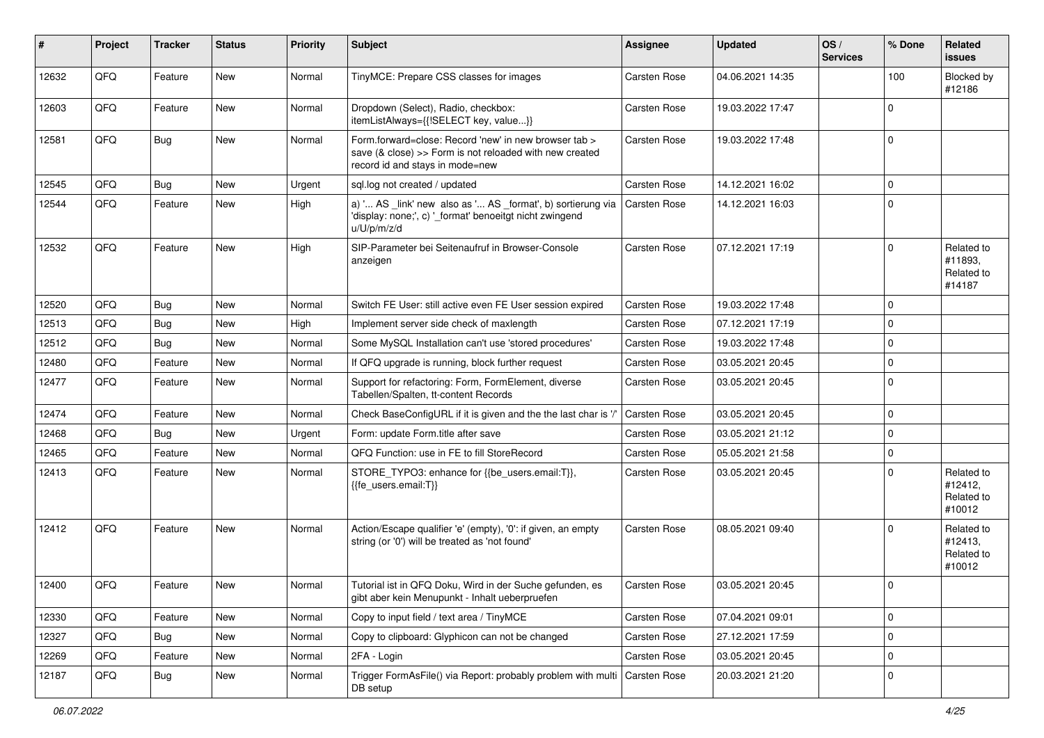| # | Project | Tracker | Status | Priority | Subject | Assignee | Updated | OS / Services | % Done | Related issues |
|---|---|---|---|---|---|---|---|---|---|---|
| 12632 | QFQ | Feature | New | Normal | TinyMCE: Prepare CSS classes for images | Carsten Rose | 04.06.2021 14:35 | | 100 | Blocked by #12186 |
| 12603 | QFQ | Feature | New | Normal | Dropdown (Select), Radio, checkbox: itemListAlways={{!SELECT key, value...}} | Carsten Rose | 19.03.2022 17:47 | | 0 | |
| 12581 | QFQ | Bug | New | Normal | Form.forward=close: Record 'new' in new browser tab > save (& close) >> Form is not reloaded with new created record id and stays in mode=new | Carsten Rose | 19.03.2022 17:48 | | 0 | |
| 12545 | QFQ | Bug | New | Urgent | sql.log not created / updated | Carsten Rose | 14.12.2021 16:02 | | 0 | |
| 12544 | QFQ | Feature | New | High | a) '... AS _link' new also as '... AS _format', b) sortierung via 'display: none;', c) '_format' benoeitgt nicht zwingend u/U/p/m/z/d | Carsten Rose | 14.12.2021 16:03 | | 0 | |
| 12532 | QFQ | Feature | New | High | SIP-Parameter bei Seitenaufruf in Browser-Console anzeigen | Carsten Rose | 07.12.2021 17:19 | | 0 | Related to #11893, Related to #14187 |
| 12520 | QFQ | Bug | New | Normal | Switch FE User: still active even FE User session expired | Carsten Rose | 19.03.2022 17:48 | | 0 | |
| 12513 | QFQ | Bug | New | High | Implement server side check of maxlength | Carsten Rose | 07.12.2021 17:19 | | 0 | |
| 12512 | QFQ | Bug | New | Normal | Some MySQL Installation can't use 'stored procedures' | Carsten Rose | 19.03.2022 17:48 | | 0 | |
| 12480 | QFQ | Feature | New | Normal | If QFQ upgrade is running, block further request | Carsten Rose | 03.05.2021 20:45 | | 0 | |
| 12477 | QFQ | Feature | New | Normal | Support for refactoring: Form, FormElement, diverse Tabellen/Spalten, tt-content Records | Carsten Rose | 03.05.2021 20:45 | | 0 | |
| 12474 | QFQ | Feature | New | Normal | Check BaseConfigURL if it is given and the the last char is '/' | Carsten Rose | 03.05.2021 20:45 | | 0 | |
| 12468 | QFQ | Bug | New | Urgent | Form: update Form.title after save | Carsten Rose | 03.05.2021 21:12 | | 0 | |
| 12465 | QFQ | Feature | New | Normal | QFQ Function: use in FE to fill StoreRecord | Carsten Rose | 05.05.2021 21:58 | | 0 | |
| 12413 | QFQ | Feature | New | Normal | STORE_TYPO3: enhance for {{be_users.email:T}}, {{fe_users.email:T}} | Carsten Rose | 03.05.2021 20:45 | | 0 | Related to #12412, Related to #10012 |
| 12412 | QFQ | Feature | New | Normal | Action/Escape qualifier 'e' (empty), '0': if given, an empty string (or '0') will be treated as 'not found' | Carsten Rose | 08.05.2021 09:40 | | 0 | Related to #12413, Related to #10012 |
| 12400 | QFQ | Feature | New | Normal | Tutorial ist in QFQ Doku, Wird in der Suche gefunden, es gibt aber kein Menupunkt - Inhalt ueberpruefen | Carsten Rose | 03.05.2021 20:45 | | 0 | |
| 12330 | QFQ | Feature | New | Normal | Copy to input field / text area / TinyMCE | Carsten Rose | 07.04.2021 09:01 | | 0 | |
| 12327 | QFQ | Bug | New | Normal | Copy to clipboard: Glyphicon can not be changed | Carsten Rose | 27.12.2021 17:59 | | 0 | |
| 12269 | QFQ | Feature | New | Normal | 2FA - Login | Carsten Rose | 03.05.2021 20:45 | | 0 | |
| 12187 | QFQ | Bug | New | Normal | Trigger FormAsFile() via Report: probably problem with multi DB setup | Carsten Rose | 20.03.2021 21:20 | | 0 | |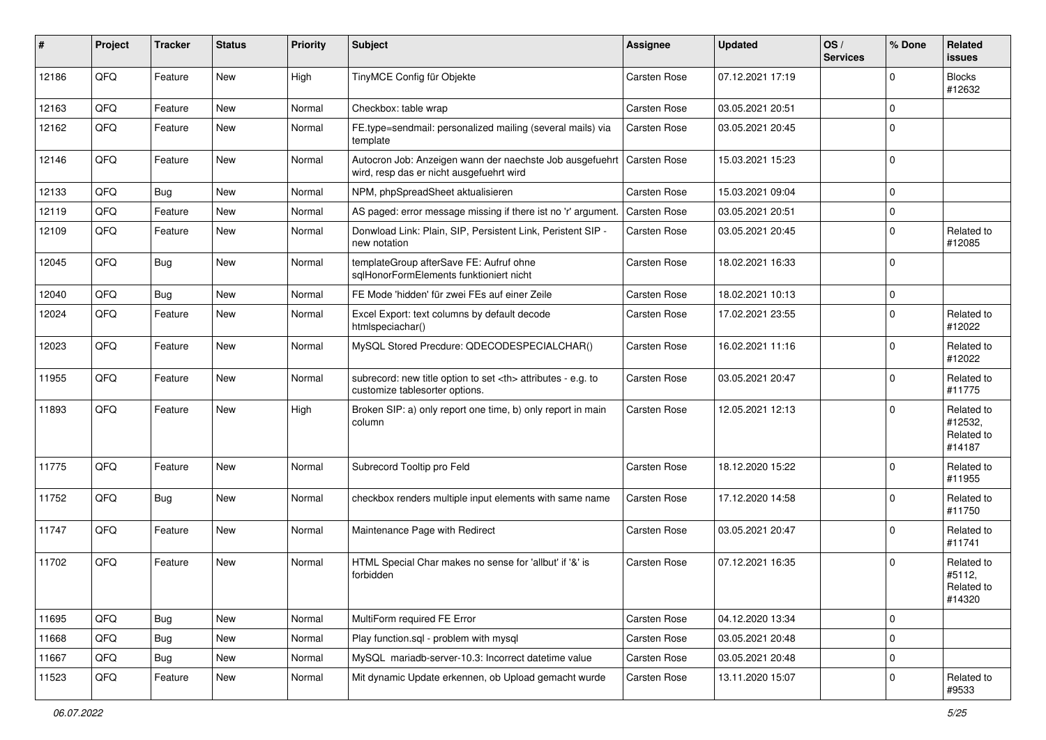| # | Project | Tracker | Status | Priority | Subject | Assignee | Updated | OS / Services | % Done | Related issues |
|---|---|---|---|---|---|---|---|---|---|---|
| 12186 | QFQ | Feature | New | High | TinyMCE Config für Objekte | Carsten Rose | 07.12.2021 17:19 | | 0 | Blocks #12632 |
| 12163 | QFQ | Feature | New | Normal | Checkbox: table wrap | Carsten Rose | 03.05.2021 20:51 | | 0 | |
| 12162 | QFQ | Feature | New | Normal | FE.type=sendmail: personalized mailing (several mails) via template | Carsten Rose | 03.05.2021 20:45 | | 0 | |
| 12146 | QFQ | Feature | New | Normal | Autocron Job: Anzeigen wann der naechste Job ausgefuehrt wird, resp das er nicht ausgefuehrt wird | Carsten Rose | 15.03.2021 15:23 | | 0 | |
| 12133 | QFQ | Bug | New | Normal | NPM, phpSpreadSheet aktualisieren | Carsten Rose | 15.03.2021 09:04 | | 0 | |
| 12119 | QFQ | Feature | New | Normal | AS paged: error message missing if there ist no 'r' argument. | Carsten Rose | 03.05.2021 20:51 | | 0 | |
| 12109 | QFQ | Feature | New | Normal | Donwload Link: Plain, SIP, Persistent Link, Peristent SIP - new notation | Carsten Rose | 03.05.2021 20:45 | | 0 | Related to #12085 |
| 12045 | QFQ | Bug | New | Normal | templateGroup afterSave FE: Aufruf ohne sqlHonorFormElements funktioniert nicht | Carsten Rose | 18.02.2021 16:33 | | 0 | |
| 12040 | QFQ | Bug | New | Normal | FE Mode 'hidden' für zwei FEs auf einer Zeile | Carsten Rose | 18.02.2021 10:13 | | 0 | |
| 12024 | QFQ | Feature | New | Normal | Excel Export: text columns by default decode htmlspeciachar() | Carsten Rose | 17.02.2021 23:55 | | 0 | Related to #12022 |
| 12023 | QFQ | Feature | New | Normal | MySQL Stored Precdure: QDECODESPECIALCHAR() | Carsten Rose | 16.02.2021 11:16 | | 0 | Related to #12022 |
| 11955 | QFQ | Feature | New | Normal | subrecord: new title option to set <th> attributes - e.g. to customize tablesorter options. | Carsten Rose | 03.05.2021 20:47 | | 0 | Related to #11775 |
| 11893 | QFQ | Feature | New | High | Broken SIP: a) only report one time, b) only report in main column | Carsten Rose | 12.05.2021 12:13 | | 0 | Related to #12532, Related to #14187 |
| 11775 | QFQ | Feature | New | Normal | Subrecord Tooltip pro Feld | Carsten Rose | 18.12.2020 15:22 | | 0 | Related to #11955 |
| 11752 | QFQ | Bug | New | Normal | checkbox renders multiple input elements with same name | Carsten Rose | 17.12.2020 14:58 | | 0 | Related to #11750 |
| 11747 | QFQ | Feature | New | Normal | Maintenance Page with Redirect | Carsten Rose | 03.05.2021 20:47 | | 0 | Related to #11741 |
| 11702 | QFQ | Feature | New | Normal | HTML Special Char makes no sense for 'allbut' if '&' is forbidden | Carsten Rose | 07.12.2021 16:35 | | 0 | Related to #5112, Related to #14320 |
| 11695 | QFQ | Bug | New | Normal | MultiForm required FE Error | Carsten Rose | 04.12.2020 13:34 | | 0 | |
| 11668 | QFQ | Bug | New | Normal | Play function.sql - problem with mysql | Carsten Rose | 03.05.2021 20:48 | | 0 | |
| 11667 | QFQ | Bug | New | Normal | MySQL mariadb-server-10.3: Incorrect datetime value | Carsten Rose | 03.05.2021 20:48 | | 0 | |
| 11523 | QFQ | Feature | New | Normal | Mit dynamic Update erkennen, ob Upload gemacht wurde | Carsten Rose | 13.11.2020 15:07 | | 0 | Related to #9533 |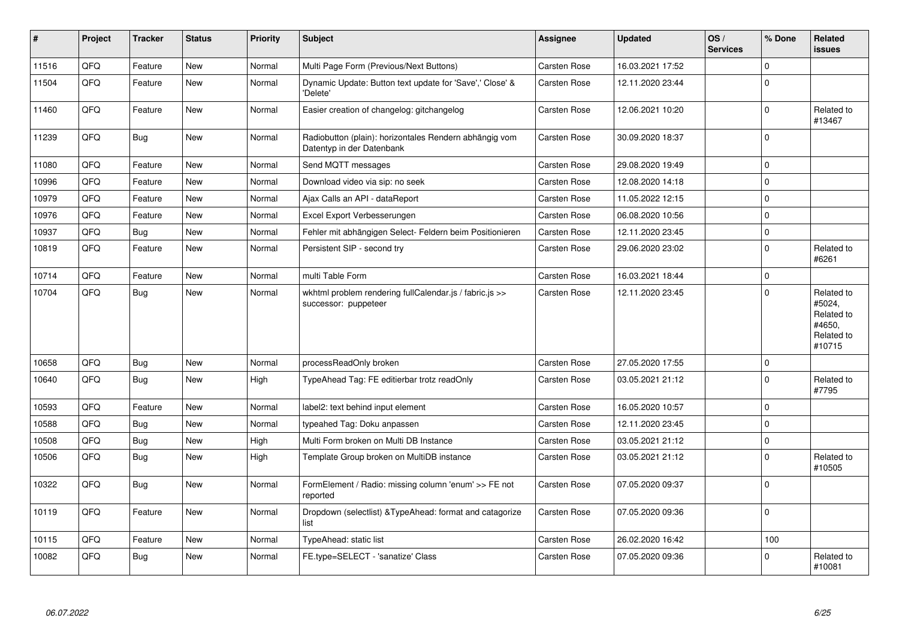| # | Project | Tracker | Status | Priority | Subject | Assignee | Updated | OS / Services | % Done | Related issues |
|---|---|---|---|---|---|---|---|---|---|---|
| 11516 | QFQ | Feature | New | Normal | Multi Page Form (Previous/Next Buttons) | Carsten Rose | 16.03.2021 17:52 | | 0 | |
| 11504 | QFQ | Feature | New | Normal | Dynamic Update: Button text update for 'Save',' Close' & 'Delete' | Carsten Rose | 12.11.2020 23:44 | | 0 | |
| 11460 | QFQ | Feature | New | Normal | Easier creation of changelog: gitchangelog | Carsten Rose | 12.06.2021 10:20 | | 0 | Related to #13467 |
| 11239 | QFQ | Bug | New | Normal | Radiobutton (plain): horizontales Rendern abhängig vom Datentyp in der Datenbank | Carsten Rose | 30.09.2020 18:37 | | 0 | |
| 11080 | QFQ | Feature | New | Normal | Send MQTT messages | Carsten Rose | 29.08.2020 19:49 | | 0 | |
| 10996 | QFQ | Feature | New | Normal | Download video via sip: no seek | Carsten Rose | 12.08.2020 14:18 | | 0 | |
| 10979 | QFQ | Feature | New | Normal | Ajax Calls an API - dataReport | Carsten Rose | 11.05.2022 12:15 | | 0 | |
| 10976 | QFQ | Feature | New | Normal | Excel Export Verbesserungen | Carsten Rose | 06.08.2020 10:56 | | 0 | |
| 10937 | QFQ | Bug | New | Normal | Fehler mit abhängigen Select- Feldern beim Positionieren | Carsten Rose | 12.11.2020 23:45 | | 0 | |
| 10819 | QFQ | Feature | New | Normal | Persistent SIP - second try | Carsten Rose | 29.06.2020 23:02 | | 0 | Related to #6261 |
| 10714 | QFQ | Feature | New | Normal | multi Table Form | Carsten Rose | 16.03.2021 18:44 | | 0 | |
| 10704 | QFQ | Bug | New | Normal | wkhtml problem rendering fullCalendar.js / fabric.js >> successor: puppeteer | Carsten Rose | 12.11.2020 23:45 | | 0 | Related to #5024, Related to #4650, Related to #10715 |
| 10658 | QFQ | Bug | New | Normal | processReadOnly broken | Carsten Rose | 27.05.2020 17:55 | | 0 | |
| 10640 | QFQ | Bug | New | High | TypeAhead Tag: FE editierbar trotz readOnly | Carsten Rose | 03.05.2021 21:12 | | 0 | Related to #7795 |
| 10593 | QFQ | Feature | New | Normal | label2: text behind input element | Carsten Rose | 16.05.2020 10:57 | | 0 | |
| 10588 | QFQ | Bug | New | Normal | typeahed Tag: Doku anpassen | Carsten Rose | 12.11.2020 23:45 | | 0 | |
| 10508 | QFQ | Bug | New | High | Multi Form broken on Multi DB Instance | Carsten Rose | 03.05.2021 21:12 | | 0 | |
| 10506 | QFQ | Bug | New | High | Template Group broken on MultiDB instance | Carsten Rose | 03.05.2021 21:12 | | 0 | Related to #10505 |
| 10322 | QFQ | Bug | New | Normal | FormElement / Radio: missing column 'enum' >> FE not reported | Carsten Rose | 07.05.2020 09:37 | | 0 | |
| 10119 | QFQ | Feature | New | Normal | Dropdown (selectlist) &TypeAhead: format and catagorize list | Carsten Rose | 07.05.2020 09:36 | | 0 | |
| 10115 | QFQ | Feature | New | Normal | TypeAhead: static list | Carsten Rose | 26.02.2020 16:42 | | 100 | |
| 10082 | QFQ | Bug | New | Normal | FE.type=SELECT - 'sanatize' Class | Carsten Rose | 07.05.2020 09:36 | | 0 | Related to #10081 |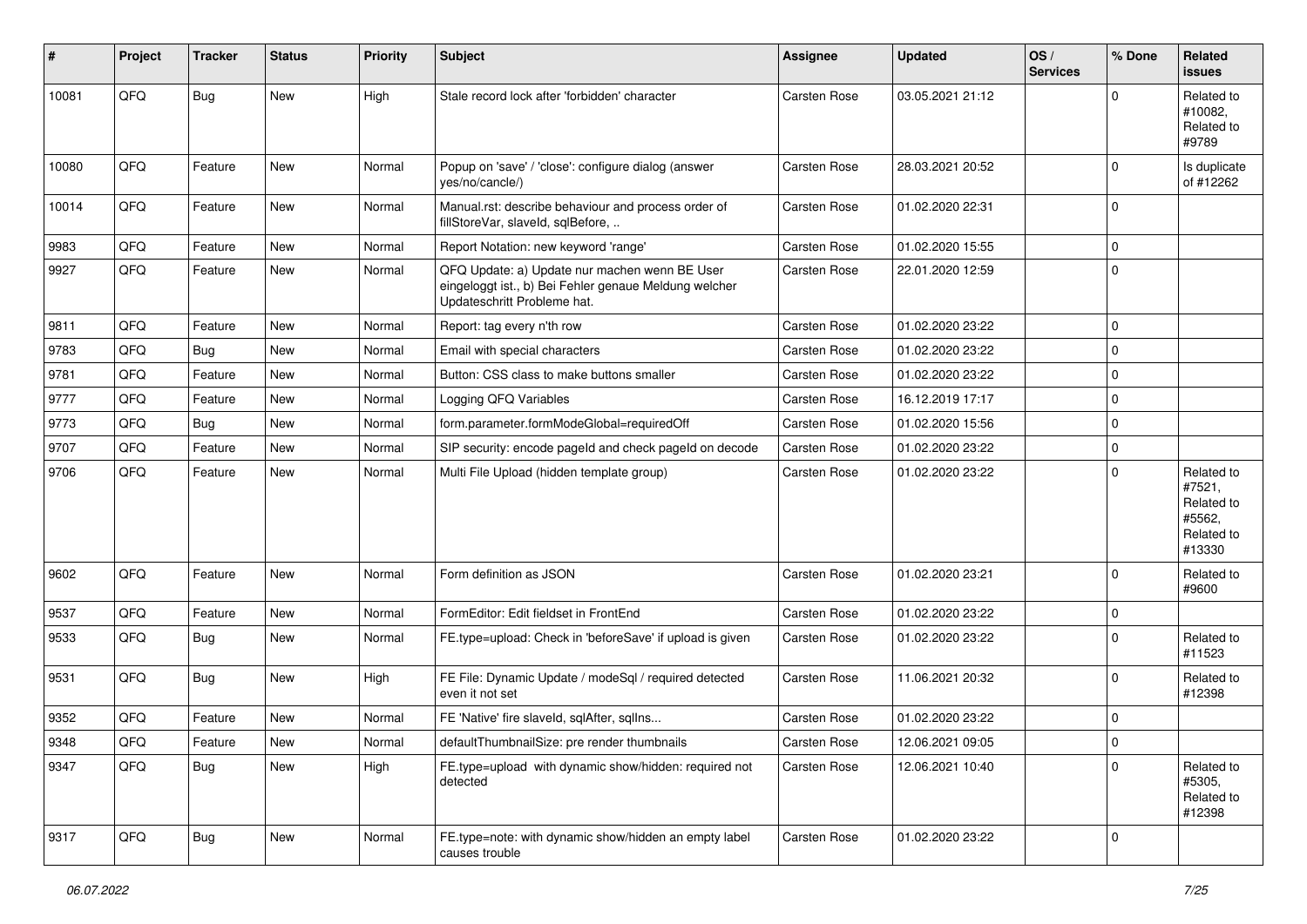| # | Project | Tracker | Status | Priority | Subject | Assignee | Updated | OS / Services | % Done | Related issues |
|---|---|---|---|---|---|---|---|---|---|---|
| 10081 | QFQ | Bug | New | High | Stale record lock after 'forbidden' character | Carsten Rose | 03.05.2021 21:12 | | 0 | Related to #10082, Related to #9789 |
| 10080 | QFQ | Feature | New | Normal | Popup on 'save' / 'close': configure dialog (answer yes/no/cancle/) | Carsten Rose | 28.03.2021 20:52 | | 0 | Is duplicate of #12262 |
| 10014 | QFQ | Feature | New | Normal | Manual.rst: describe behaviour and process order of fillStoreVar, slaveId, sqlBefore, .. | Carsten Rose | 01.02.2020 22:31 | | 0 | |
| 9983 | QFQ | Feature | New | Normal | Report Notation: new keyword 'range' | Carsten Rose | 01.02.2020 15:55 | | 0 | |
| 9927 | QFQ | Feature | New | Normal | QFQ Update: a) Update nur machen wenn BE User eingeloggt ist., b) Bei Fehler genaue Meldung welcher Updateschritt Probleme hat. | Carsten Rose | 22.01.2020 12:59 | | 0 | |
| 9811 | QFQ | Feature | New | Normal | Report: tag every n'th row | Carsten Rose | 01.02.2020 23:22 | | 0 | |
| 9783 | QFQ | Bug | New | Normal | Email with special characters | Carsten Rose | 01.02.2020 23:22 | | 0 | |
| 9781 | QFQ | Feature | New | Normal | Button: CSS class to make buttons smaller | Carsten Rose | 01.02.2020 23:22 | | 0 | |
| 9777 | QFQ | Feature | New | Normal | Logging QFQ Variables | Carsten Rose | 16.12.2019 17:17 | | 0 | |
| 9773 | QFQ | Bug | New | Normal | form.parameter.formModeGlobal=requiredOff | Carsten Rose | 01.02.2020 15:56 | | 0 | |
| 9707 | QFQ | Feature | New | Normal | SIP security: encode pageId and check pageId on decode | Carsten Rose | 01.02.2020 23:22 | | 0 | |
| 9706 | QFQ | Feature | New | Normal | Multi File Upload (hidden template group) | Carsten Rose | 01.02.2020 23:22 | | 0 | Related to #7521, Related to #5562, Related to #13330 |
| 9602 | QFQ | Feature | New | Normal | Form definition as JSON | Carsten Rose | 01.02.2020 23:21 | | 0 | Related to #9600 |
| 9537 | QFQ | Feature | New | Normal | FormEditor: Edit fieldset in FrontEnd | Carsten Rose | 01.02.2020 23:22 | | 0 | |
| 9533 | QFQ | Bug | New | Normal | FE.type=upload: Check in 'beforeSave' if upload is given | Carsten Rose | 01.02.2020 23:22 | | 0 | Related to #11523 |
| 9531 | QFQ | Bug | New | High | FE File: Dynamic Update / modeSql / required detected even it not set | Carsten Rose | 11.06.2021 20:32 | | 0 | Related to #12398 |
| 9352 | QFQ | Feature | New | Normal | FE 'Native' fire slaveId, sqlAfter, sqlIns... | Carsten Rose | 01.02.2020 23:22 | | 0 | |
| 9348 | QFQ | Feature | New | Normal | defaultThumbnailSize: pre render thumbnails | Carsten Rose | 12.06.2021 09:05 | | 0 | |
| 9347 | QFQ | Bug | New | High | FE.type=upload with dynamic show/hidden: required not detected | Carsten Rose | 12.06.2021 10:40 | | 0 | Related to #5305, Related to #12398 |
| 9317 | QFQ | Bug | New | Normal | FE.type=note: with dynamic show/hidden an empty label causes trouble | Carsten Rose | 01.02.2020 23:22 | | 0 | |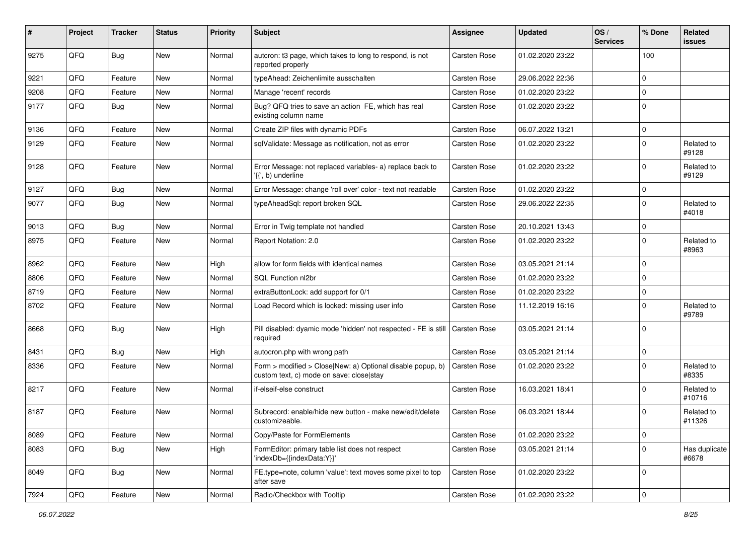| # | Project | Tracker | Status | Priority | Subject | Assignee | Updated | OS / Services | % Done | Related issues |
|---|---|---|---|---|---|---|---|---|---|---|
| 9275 | QFQ | Bug | New | Normal | autcron: t3 page, which takes to long to respond, is not reported properly | Carsten Rose | 01.02.2020 23:22 | | 100 | |
| 9221 | QFQ | Feature | New | Normal | typeAhead: Zeichenlimite ausschalten | Carsten Rose | 29.06.2022 22:36 | | 0 | |
| 9208 | QFQ | Feature | New | Normal | Manage 'recent' records | Carsten Rose | 01.02.2020 23:22 | | 0 | |
| 9177 | QFQ | Bug | New | Normal | Bug? QFQ tries to save an action FE, which has real existing column name | Carsten Rose | 01.02.2020 23:22 | | 0 | |
| 9136 | QFQ | Feature | New | Normal | Create ZIP files with dynamic PDFs | Carsten Rose | 06.07.2022 13:21 | | 0 | |
| 9129 | QFQ | Feature | New | Normal | sqlValidate: Message as notification, not as error | Carsten Rose | 01.02.2020 23:22 | | 0 | Related to #9128 |
| 9128 | QFQ | Feature | New | Normal | Error Message: not replaced variables- a) replace back to '{{', b) underline | Carsten Rose | 01.02.2020 23:22 | | 0 | Related to #9129 |
| 9127 | QFQ | Bug | New | Normal | Error Message: change 'roll over' color - text not readable | Carsten Rose | 01.02.2020 23:22 | | 0 | |
| 9077 | QFQ | Bug | New | Normal | typeAheadSql: report broken SQL | Carsten Rose | 29.06.2022 22:35 | | 0 | Related to #4018 |
| 9013 | QFQ | Bug | New | Normal | Error in Twig template not handled | Carsten Rose | 20.10.2021 13:43 | | 0 | |
| 8975 | QFQ | Feature | New | Normal | Report Notation: 2.0 | Carsten Rose | 01.02.2020 23:22 | | 0 | Related to #8963 |
| 8962 | QFQ | Feature | New | High | allow for form fields with identical names | Carsten Rose | 03.05.2021 21:14 | | 0 | |
| 8806 | QFQ | Feature | New | Normal | SQL Function nl2br | Carsten Rose | 01.02.2020 23:22 | | 0 | |
| 8719 | QFQ | Feature | New | Normal | extraButtonLock: add support for 0/1 | Carsten Rose | 01.02.2020 23:22 | | 0 | |
| 8702 | QFQ | Feature | New | Normal | Load Record which is locked: missing user info | Carsten Rose | 11.12.2019 16:16 | | 0 | Related to #9789 |
| 8668 | QFQ | Bug | New | High | Pill disabled: dyamic mode 'hidden' not respected - FE is still required | Carsten Rose | 03.05.2021 21:14 | | 0 | |
| 8431 | QFQ | Bug | New | High | autocron.php with wrong path | Carsten Rose | 03.05.2021 21:14 | | 0 | |
| 8336 | QFQ | Feature | New | Normal | Form > modified > Close\|New: a) Optional disable popup, b) custom text, c) mode on save: close\|stay | Carsten Rose | 01.02.2020 23:22 | | 0 | Related to #8335 |
| 8217 | QFQ | Feature | New | Normal | if-elseif-else construct | Carsten Rose | 16.03.2021 18:41 | | 0 | Related to #10716 |
| 8187 | QFQ | Feature | New | Normal | Subrecord: enable/hide new button - make new/edit/delete customizeable. | Carsten Rose | 06.03.2021 18:44 | | 0 | Related to #11326 |
| 8089 | QFQ | Feature | New | Normal | Copy/Paste for FormElements | Carsten Rose | 01.02.2020 23:22 | | 0 | |
| 8083 | QFQ | Bug | New | High | FormEditor: primary table list does not respect 'indexDb={{indexData:Y}}' | Carsten Rose | 03.05.2021 21:14 | | 0 | Has duplicate #6678 |
| 8049 | QFQ | Bug | New | Normal | FE.type=note, column 'value': text moves some pixel to top after save | Carsten Rose | 01.02.2020 23:22 | | 0 | |
| 7924 | QFQ | Feature | New | Normal | Radio/Checkbox with Tooltip | Carsten Rose | 01.02.2020 23:22 | | 0 | |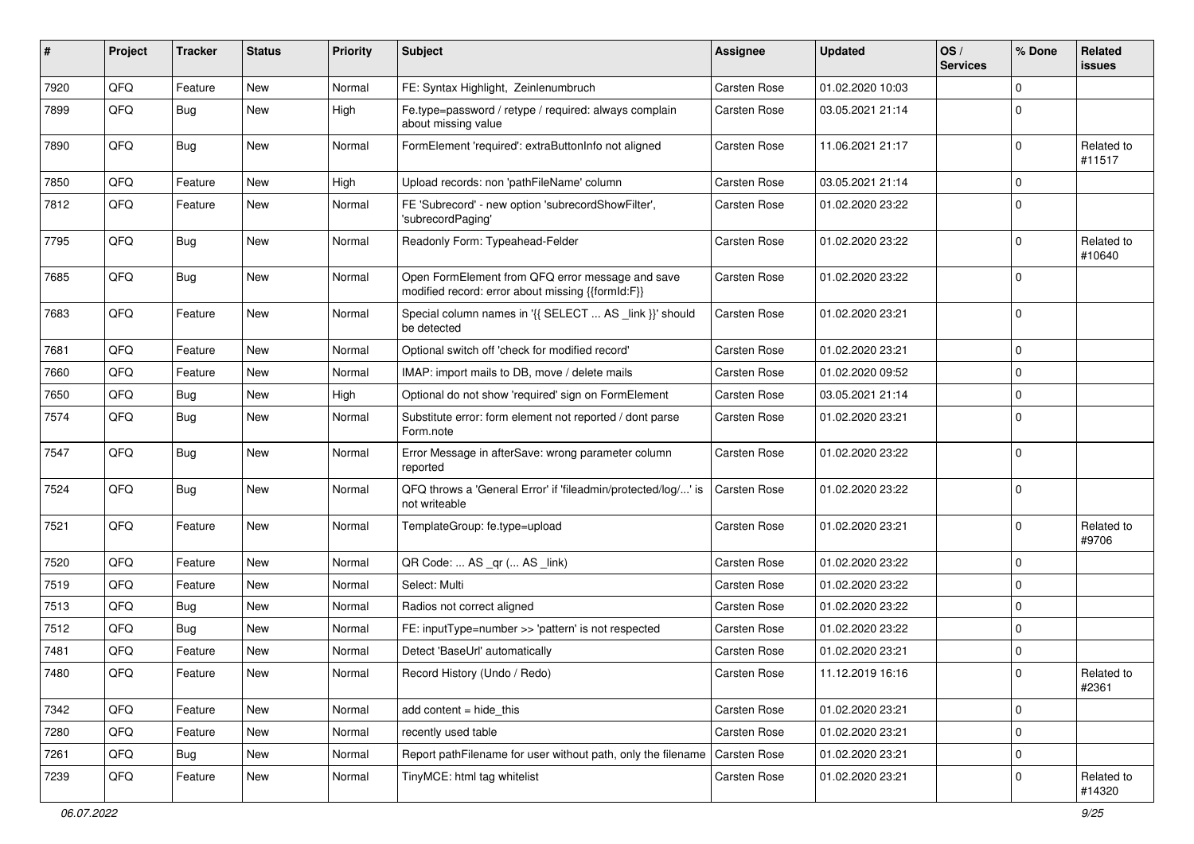| # | Project | Tracker | Status | Priority | Subject | Assignee | Updated | OS / Services | % Done | Related issues |
|---|---|---|---|---|---|---|---|---|---|---|
| 7920 | QFQ | Feature | New | Normal | FE: Syntax Highlight, Zeinlenumbruch | Carsten Rose | 01.02.2020 10:03 | | 0 | |
| 7899 | QFQ | Bug | New | High | Fe.type=password / retype / required: always complain about missing value | Carsten Rose | 03.05.2021 21:14 | | 0 | |
| 7890 | QFQ | Bug | New | Normal | FormElement 'required': extraButtonInfo not aligned | Carsten Rose | 11.06.2021 21:17 | | 0 | Related to #11517 |
| 7850 | QFQ | Feature | New | High | Upload records: non 'pathFileName' column | Carsten Rose | 03.05.2021 21:14 | | 0 | |
| 7812 | QFQ | Feature | New | Normal | FE 'Subrecord' - new option 'subrecordShowFilter', 'subrecordPaging' | Carsten Rose | 01.02.2020 23:22 | | 0 | |
| 7795 | QFQ | Bug | New | Normal | Readonly Form: Typeahead-Felder | Carsten Rose | 01.02.2020 23:22 | | 0 | Related to #10640 |
| 7685 | QFQ | Bug | New | Normal | Open FormElement from QFQ error message and save modified record: error about missing {{formId:F}} | Carsten Rose | 01.02.2020 23:22 | | 0 | |
| 7683 | QFQ | Feature | New | Normal | Special column names in '{{ SELECT ... AS _link }}' should be detected | Carsten Rose | 01.02.2020 23:21 | | 0 | |
| 7681 | QFQ | Feature | New | Normal | Optional switch off 'check for modified record' | Carsten Rose | 01.02.2020 23:21 | | 0 | |
| 7660 | QFQ | Feature | New | Normal | IMAP: import mails to DB, move / delete mails | Carsten Rose | 01.02.2020 09:52 | | 0 | |
| 7650 | QFQ | Bug | New | High | Optional do not show 'required' sign on FormElement | Carsten Rose | 03.05.2021 21:14 | | 0 | |
| 7574 | QFQ | Bug | New | Normal | Substitute error: form element not reported / dont parse Form.note | Carsten Rose | 01.02.2020 23:21 | | 0 | |
| 7547 | QFQ | Bug | New | Normal | Error Message in afterSave: wrong parameter column reported | Carsten Rose | 01.02.2020 23:22 | | 0 | |
| 7524 | QFQ | Bug | New | Normal | QFQ throws a 'General Error' if 'fileadmin/protected/log/...' is not writeable | Carsten Rose | 01.02.2020 23:22 | | 0 | |
| 7521 | QFQ | Feature | New | Normal | TemplateGroup: fe.type=upload | Carsten Rose | 01.02.2020 23:21 | | 0 | Related to #9706 |
| 7520 | QFQ | Feature | New | Normal | QR Code: ... AS _qr (... AS _link) | Carsten Rose | 01.02.2020 23:22 | | 0 | |
| 7519 | QFQ | Feature | New | Normal | Select: Multi | Carsten Rose | 01.02.2020 23:22 | | 0 | |
| 7513 | QFQ | Bug | New | Normal | Radios not correct aligned | Carsten Rose | 01.02.2020 23:22 | | 0 | |
| 7512 | QFQ | Bug | New | Normal | FE: inputType=number >> 'pattern' is not respected | Carsten Rose | 01.02.2020 23:22 | | 0 | |
| 7481 | QFQ | Feature | New | Normal | Detect 'BaseUrl' automatically | Carsten Rose | 01.02.2020 23:21 | | 0 | |
| 7480 | QFQ | Feature | New | Normal | Record History (Undo / Redo) | Carsten Rose | 11.12.2019 16:16 | | 0 | Related to #2361 |
| 7342 | QFQ | Feature | New | Normal | add content = hide_this | Carsten Rose | 01.02.2020 23:21 | | 0 | |
| 7280 | QFQ | Feature | New | Normal | recently used table | Carsten Rose | 01.02.2020 23:21 | | 0 | |
| 7261 | QFQ | Bug | New | Normal | Report pathFilename for user without path, only the filename | Carsten Rose | 01.02.2020 23:21 | | 0 | |
| 7239 | QFQ | Feature | New | Normal | TinyMCE: html tag whitelist | Carsten Rose | 01.02.2020 23:21 | | 0 | Related to #14320 |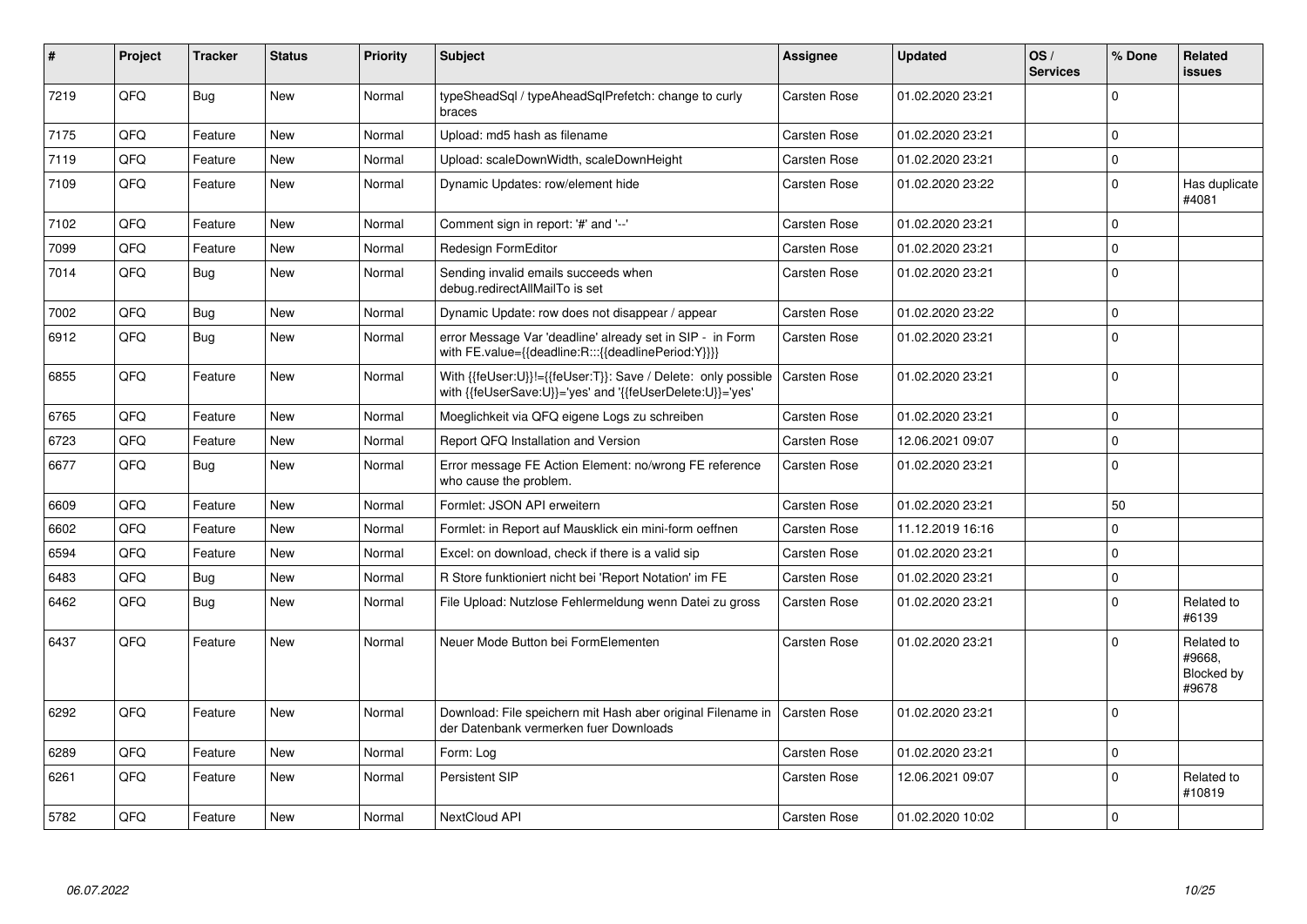| # | Project | Tracker | Status | Priority | Subject | Assignee | Updated | OS / Services | % Done | Related issues |
|---|---|---|---|---|---|---|---|---|---|---|
| 7219 | QFQ | Bug | New | Normal | typeSheadSql / typeAheadSqlPrefetch: change to curly braces | Carsten Rose | 01.02.2020 23:21 | | 0 | |
| 7175 | QFQ | Feature | New | Normal | Upload: md5 hash as filename | Carsten Rose | 01.02.2020 23:21 | | 0 | |
| 7119 | QFQ | Feature | New | Normal | Upload: scaleDownWidth, scaleDownHeight | Carsten Rose | 01.02.2020 23:21 | | 0 | |
| 7109 | QFQ | Feature | New | Normal | Dynamic Updates: row/element hide | Carsten Rose | 01.02.2020 23:22 | | 0 | Has duplicate #4081 |
| 7102 | QFQ | Feature | New | Normal | Comment sign in report: '#' and '--' | Carsten Rose | 01.02.2020 23:21 | | 0 | |
| 7099 | QFQ | Feature | New | Normal | Redesign FormEditor | Carsten Rose | 01.02.2020 23:21 | | 0 | |
| 7014 | QFQ | Bug | New | Normal | Sending invalid emails succeeds when debug.redirectAllMailTo is set | Carsten Rose | 01.02.2020 23:21 | | 0 | |
| 7002 | QFQ | Bug | New | Normal | Dynamic Update: row does not disappear / appear | Carsten Rose | 01.02.2020 23:22 | | 0 | |
| 6912 | QFQ | Bug | New | Normal | error Message Var 'deadline' already set in SIP - in Form with FE.value={{deadline:R:::{{deadlinePeriod:Y}}}} | Carsten Rose | 01.02.2020 23:21 | | 0 | |
| 6855 | QFQ | Feature | New | Normal | With {{feUser:U}}!={{feUser:T}}: Save / Delete: only possible with {{feUserSave:U}}='yes' and '{{feUserDelete:U}}='yes' | Carsten Rose | 01.02.2020 23:21 | | 0 | |
| 6765 | QFQ | Feature | New | Normal | Moeglichkeit via QFQ eigene Logs zu schreiben | Carsten Rose | 01.02.2020 23:21 | | 0 | |
| 6723 | QFQ | Feature | New | Normal | Report QFQ Installation and Version | Carsten Rose | 12.06.2021 09:07 | | 0 | |
| 6677 | QFQ | Bug | New | Normal | Error message FE Action Element: no/wrong FE reference who cause the problem. | Carsten Rose | 01.02.2020 23:21 | | 0 | |
| 6609 | QFQ | Feature | New | Normal | Formlet: JSON API erweitern | Carsten Rose | 01.02.2020 23:21 | | 50 | |
| 6602 | QFQ | Feature | New | Normal | Formlet: in Report auf Mausklick ein mini-form oeffnen | Carsten Rose | 11.12.2019 16:16 | | 0 | |
| 6594 | QFQ | Feature | New | Normal | Excel: on download, check if there is a valid sip | Carsten Rose | 01.02.2020 23:21 | | 0 | |
| 6483 | QFQ | Bug | New | Normal | R Store funktioniert nicht bei 'Report Notation' im FE | Carsten Rose | 01.02.2020 23:21 | | 0 | |
| 6462 | QFQ | Bug | New | Normal | File Upload: Nutzlose Fehlermeldung wenn Datei zu gross | Carsten Rose | 01.02.2020 23:21 | | 0 | Related to #6139 |
| 6437 | QFQ | Feature | New | Normal | Neuer Mode Button bei FormElementen | Carsten Rose | 01.02.2020 23:21 | | 0 | Related to #9668, Blocked by #9678 |
| 6292 | QFQ | Feature | New | Normal | Download: File speichern mit Hash aber original Filename in der Datenbank vermerken fuer Downloads | Carsten Rose | 01.02.2020 23:21 | | 0 | |
| 6289 | QFQ | Feature | New | Normal | Form: Log | Carsten Rose | 01.02.2020 23:21 | | 0 | |
| 6261 | QFQ | Feature | New | Normal | Persistent SIP | Carsten Rose | 12.06.2021 09:07 | | 0 | Related to #10819 |
| 5782 | QFQ | Feature | New | Normal | NextCloud API | Carsten Rose | 01.02.2020 10:02 | | 0 | |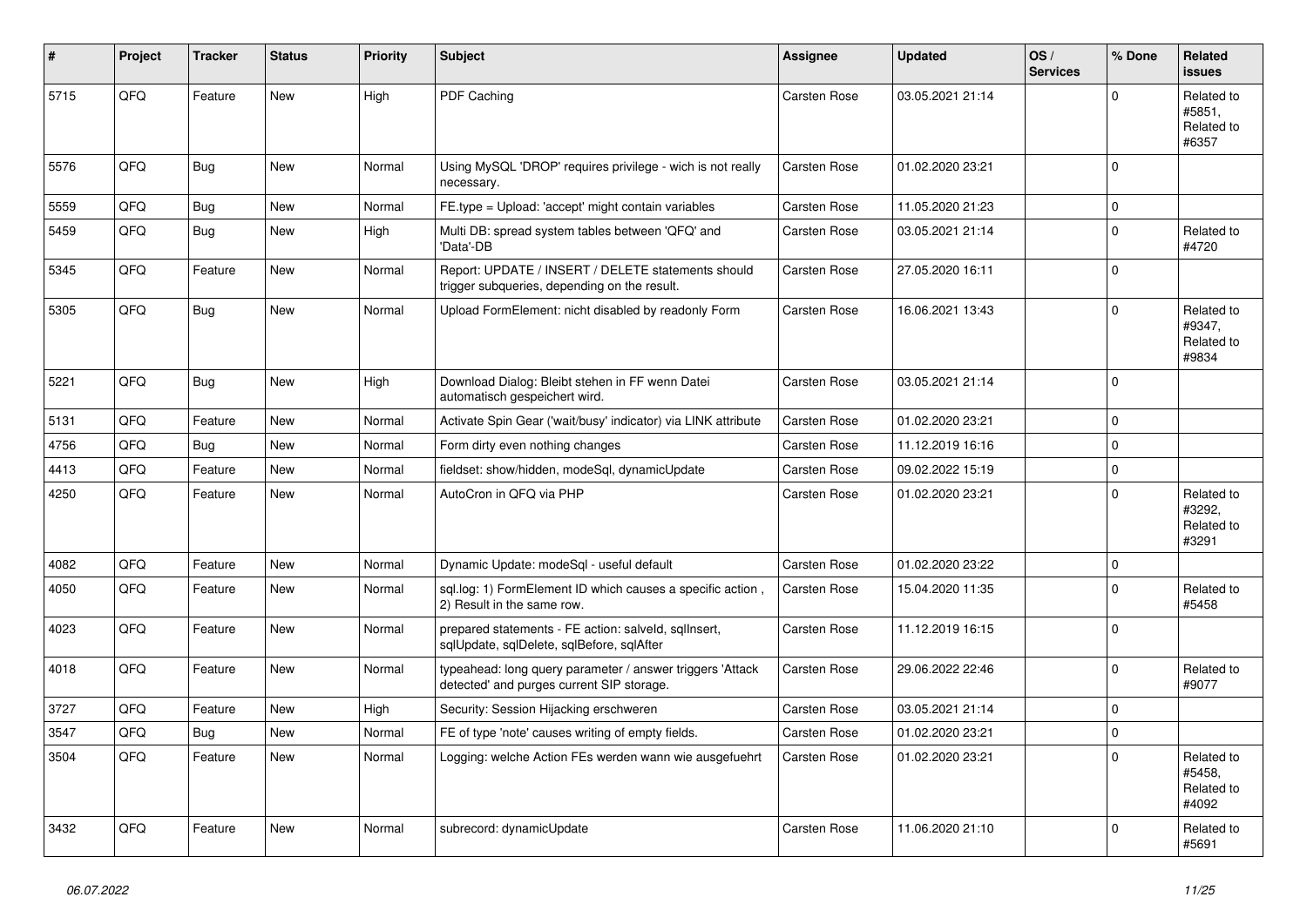| # | Project | Tracker | Status | Priority | Subject | Assignee | Updated | OS / Services | % Done | Related issues |
|---|---|---|---|---|---|---|---|---|---|---|
| 5715 | QFQ | Feature | New | High | PDF Caching | Carsten Rose | 03.05.2021 21:14 | | 0 | Related to #5851, Related to #6357 |
| 5576 | QFQ | Bug | New | Normal | Using MySQL 'DROP' requires privilege - wich is not really necessary. | Carsten Rose | 01.02.2020 23:21 | | 0 | |
| 5559 | QFQ | Bug | New | Normal | FE.type = Upload: 'accept' might contain variables | Carsten Rose | 11.05.2020 21:23 | | 0 | |
| 5459 | QFQ | Bug | New | High | Multi DB: spread system tables between 'QFQ' and 'Data'-DB | Carsten Rose | 03.05.2021 21:14 | | 0 | Related to #4720 |
| 5345 | QFQ | Feature | New | Normal | Report: UPDATE / INSERT / DELETE statements should trigger subqueries, depending on the result. | Carsten Rose | 27.05.2020 16:11 | | 0 | |
| 5305 | QFQ | Bug | New | Normal | Upload FormElement: nicht disabled by readonly Form | Carsten Rose | 16.06.2021 13:43 | | 0 | Related to #9347, Related to #9834 |
| 5221 | QFQ | Bug | New | High | Download Dialog: Bleibt stehen in FF wenn Datei automatisch gespeichert wird. | Carsten Rose | 03.05.2021 21:14 | | 0 | |
| 5131 | QFQ | Feature | New | Normal | Activate Spin Gear ('wait/busy' indicator) via LINK attribute | Carsten Rose | 01.02.2020 23:21 | | 0 | |
| 4756 | QFQ | Bug | New | Normal | Form dirty even nothing changes | Carsten Rose | 11.12.2019 16:16 | | 0 | |
| 4413 | QFQ | Feature | New | Normal | fieldset: show/hidden, modeSql, dynamicUpdate | Carsten Rose | 09.02.2022 15:19 | | 0 | |
| 4250 | QFQ | Feature | New | Normal | AutoCron in QFQ via PHP | Carsten Rose | 01.02.2020 23:21 | | 0 | Related to #3292, Related to #3291 |
| 4082 | QFQ | Feature | New | Normal | Dynamic Update: modeSql - useful default | Carsten Rose | 01.02.2020 23:22 | | 0 | |
| 4050 | QFQ | Feature | New | Normal | sql.log: 1) FormElement ID which causes a specific action , 2) Result in the same row. | Carsten Rose | 15.04.2020 11:35 | | 0 | Related to #5458 |
| 4023 | QFQ | Feature | New | Normal | prepared statements - FE action: salveId, sqlInsert, sqlUpdate, sqlDelete, sqlBefore, sqlAfter | Carsten Rose | 11.12.2019 16:15 | | 0 | |
| 4018 | QFQ | Feature | New | Normal | typeahead: long query parameter / answer triggers 'Attack detected' and purges current SIP storage. | Carsten Rose | 29.06.2022 22:46 | | 0 | Related to #9077 |
| 3727 | QFQ | Feature | New | High | Security: Session Hijacking erschweren | Carsten Rose | 03.05.2021 21:14 | | 0 | |
| 3547 | QFQ | Bug | New | Normal | FE of type 'note' causes writing of empty fields. | Carsten Rose | 01.02.2020 23:21 | | 0 | |
| 3504 | QFQ | Feature | New | Normal | Logging: welche Action FEs werden wann wie ausgefuehrt | Carsten Rose | 01.02.2020 23:21 | | 0 | Related to #5458, Related to #4092 |
| 3432 | QFQ | Feature | New | Normal | subrecord: dynamicUpdate | Carsten Rose | 11.06.2020 21:10 | | 0 | Related to #5691 |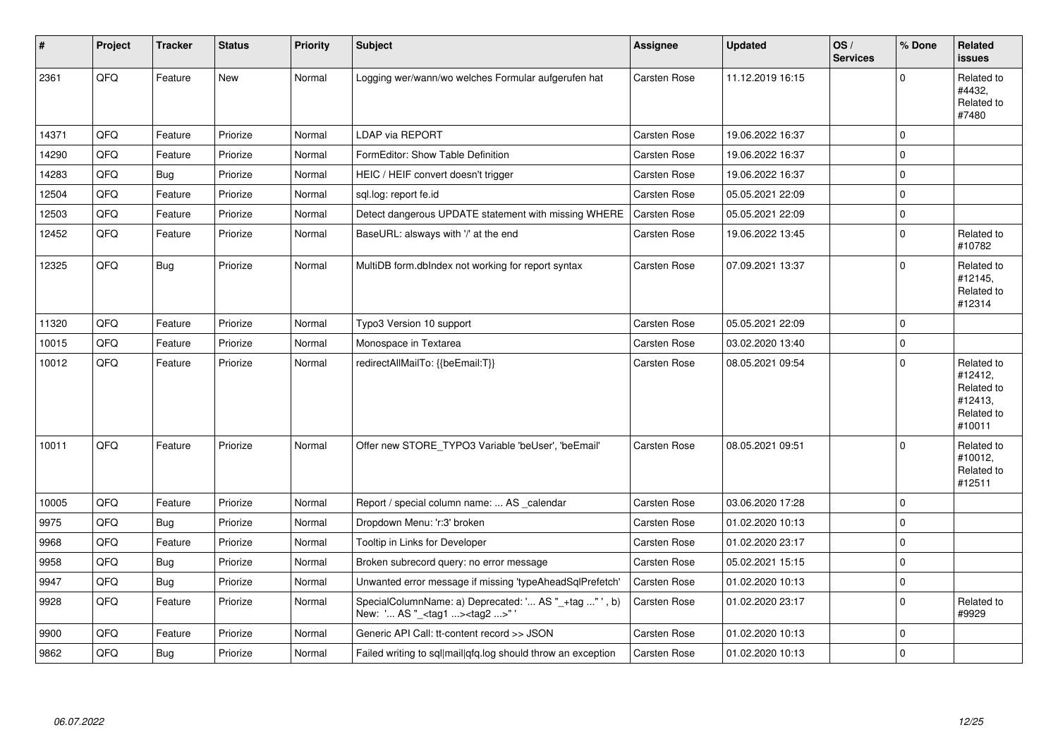| # | Project | Tracker | Status | Priority | Subject | Assignee | Updated | OS / Services | % Done | Related issues |
|---|---|---|---|---|---|---|---|---|---|---|
| 2361 | QFQ | Feature | New | Normal | Logging wer/wann/wo welches Formular aufgerufen hat | Carsten Rose | 11.12.2019 16:15 | | 0 | Related to #4432, Related to #7480 |
| 14371 | QFQ | Feature | Priorize | Normal | LDAP via REPORT | Carsten Rose | 19.06.2022 16:37 | | 0 | |
| 14290 | QFQ | Feature | Priorize | Normal | FormEditor: Show Table Definition | Carsten Rose | 19.06.2022 16:37 | | 0 | |
| 14283 | QFQ | Bug | Priorize | Normal | HEIC / HEIF convert doesn't trigger | Carsten Rose | 19.06.2022 16:37 | | 0 | |
| 12504 | QFQ | Feature | Priorize | Normal | sql.log: report fe.id | Carsten Rose | 05.05.2021 22:09 | | 0 | |
| 12503 | QFQ | Feature | Priorize | Normal | Detect dangerous UPDATE statement with missing WHERE | Carsten Rose | 05.05.2021 22:09 | | 0 | |
| 12452 | QFQ | Feature | Priorize | Normal | BaseURL: alsways with '/' at the end | Carsten Rose | 19.06.2022 13:45 | | 0 | Related to #10782 |
| 12325 | QFQ | Bug | Priorize | Normal | MultiDB form.dbIndex not working for report syntax | Carsten Rose | 07.09.2021 13:37 | | 0 | Related to #12145, Related to #12314 |
| 11320 | QFQ | Feature | Priorize | Normal | Typo3 Version 10 support | Carsten Rose | 05.05.2021 22:09 | | 0 | |
| 10015 | QFQ | Feature | Priorize | Normal | Monospace in Textarea | Carsten Rose | 03.02.2020 13:40 | | 0 | |
| 10012 | QFQ | Feature | Priorize | Normal | redirectAllMailTo: {{beEmail:T}} | Carsten Rose | 08.05.2021 09:54 | | 0 | Related to #12412, Related to #12413, Related to #10011 |
| 10011 | QFQ | Feature | Priorize | Normal | Offer new STORE_TYPO3 Variable 'beUser', 'beEmail' | Carsten Rose | 08.05.2021 09:51 | | 0 | Related to #10012, Related to #12511 |
| 10005 | QFQ | Feature | Priorize | Normal | Report / special column name: ... AS _calendar | Carsten Rose | 03.06.2020 17:28 | | 0 | |
| 9975 | QFQ | Bug | Priorize | Normal | Dropdown Menu: 'r:3' broken | Carsten Rose | 01.02.2020 10:13 | | 0 | |
| 9968 | QFQ | Feature | Priorize | Normal | Tooltip in Links for Developer | Carsten Rose | 01.02.2020 23:17 | | 0 | |
| 9958 | QFQ | Bug | Priorize | Normal | Broken subrecord query: no error message | Carsten Rose | 05.02.2021 15:15 | | 0 | |
| 9947 | QFQ | Bug | Priorize | Normal | Unwanted error message if missing 'typeAheadSqlPrefetch' | Carsten Rose | 01.02.2020 10:13 | | 0 | |
| 9928 | QFQ | Feature | Priorize | Normal | SpecialColumnName: a) Deprecated: '... AS "_+tag ..." ', b) New: '... AS "_<tag1 ...><tag2 ...>" ' | Carsten Rose | 01.02.2020 23:17 | | 0 | Related to #9929 |
| 9900 | QFQ | Feature | Priorize | Normal | Generic API Call: tt-content record >> JSON | Carsten Rose | 01.02.2020 10:13 | | 0 | |
| 9862 | QFQ | Bug | Priorize | Normal | Failed writing to sql\|mail\|qfq.log should throw an exception | Carsten Rose | 01.02.2020 10:13 | | 0 | |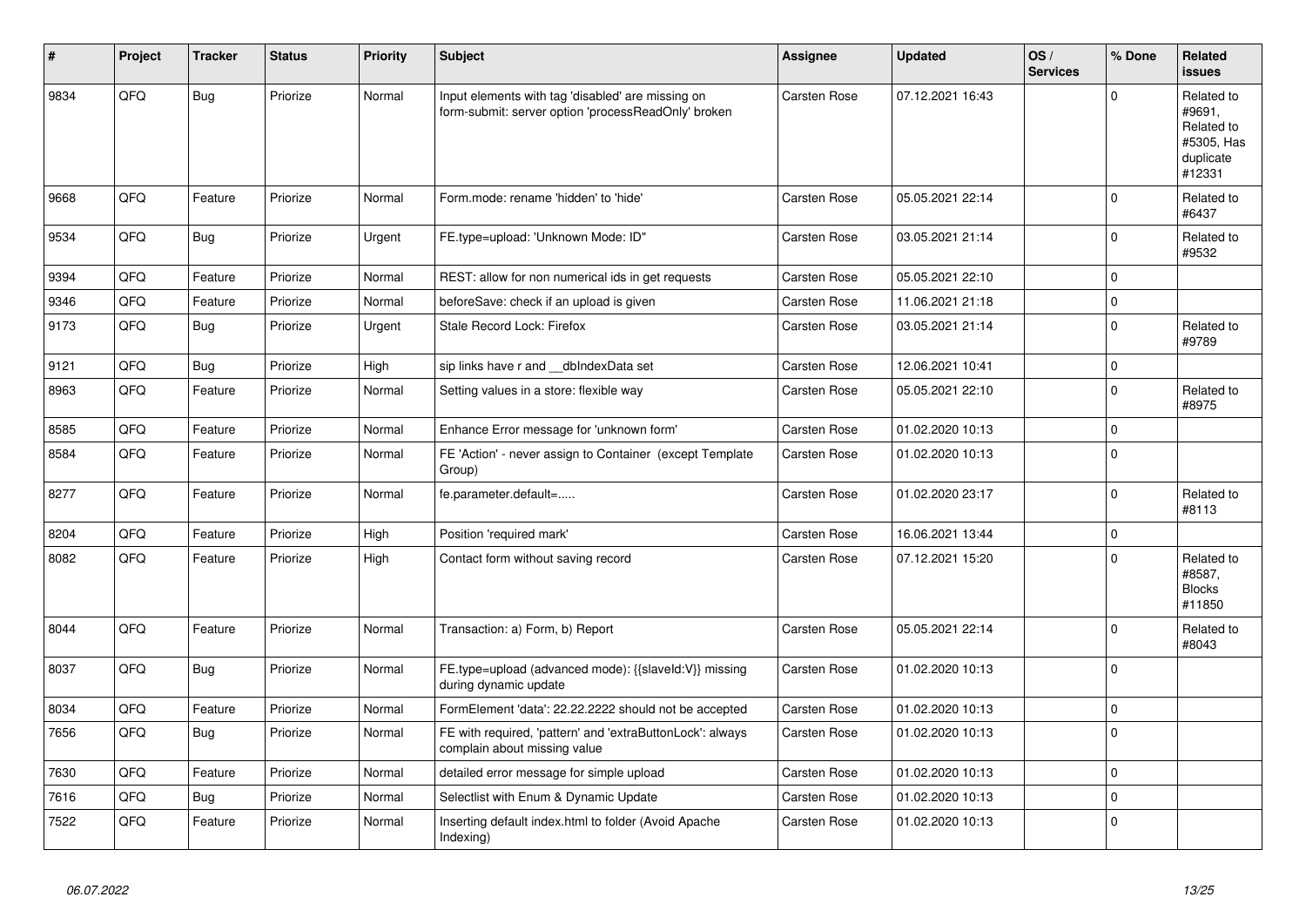| # | Project | Tracker | Status | Priority | Subject | Assignee | Updated | OS / Services | % Done | Related issues |
|---|---|---|---|---|---|---|---|---|---|---|
| 9834 | QFQ | Bug | Priorize | Normal | Input elements with tag 'disabled' are missing on form-submit: server option 'processReadOnly' broken | Carsten Rose | 07.12.2021 16:43 | | 0 | Related to #9691, Related to #5305, Has duplicate #12331 |
| 9668 | QFQ | Feature | Priorize | Normal | Form.mode: rename 'hidden' to 'hide' | Carsten Rose | 05.05.2021 22:14 | | 0 | Related to #6437 |
| 9534 | QFQ | Bug | Priorize | Urgent | FE.type=upload: 'Unknown Mode: ID" | Carsten Rose | 03.05.2021 21:14 | | 0 | Related to #9532 |
| 9394 | QFQ | Feature | Priorize | Normal | REST: allow for non numerical ids in get requests | Carsten Rose | 05.05.2021 22:10 | | 0 | |
| 9346 | QFQ | Feature | Priorize | Normal | beforeSave: check if an upload is given | Carsten Rose | 11.06.2021 21:18 | | 0 | |
| 9173 | QFQ | Bug | Priorize | Urgent | Stale Record Lock: Firefox | Carsten Rose | 03.05.2021 21:14 | | 0 | Related to #9789 |
| 9121 | QFQ | Bug | Priorize | High | sip links have r and __dbIndexData set | Carsten Rose | 12.06.2021 10:41 | | 0 | |
| 8963 | QFQ | Feature | Priorize | Normal | Setting values in a store: flexible way | Carsten Rose | 05.05.2021 22:10 | | 0 | Related to #8975 |
| 8585 | QFQ | Feature | Priorize | Normal | Enhance Error message for 'unknown form' | Carsten Rose | 01.02.2020 10:13 | | 0 | |
| 8584 | QFQ | Feature | Priorize | Normal | FE 'Action' - never assign to Container (except Template Group) | Carsten Rose | 01.02.2020 10:13 | | 0 | |
| 8277 | QFQ | Feature | Priorize | Normal | fe.parameter.default=..... | Carsten Rose | 01.02.2020 23:17 | | 0 | Related to #8113 |
| 8204 | QFQ | Feature | Priorize | High | Position 'required mark' | Carsten Rose | 16.06.2021 13:44 | | 0 | |
| 8082 | QFQ | Feature | Priorize | High | Contact form without saving record | Carsten Rose | 07.12.2021 15:20 | | 0 | Related to #8587, Blocks #11850 |
| 8044 | QFQ | Feature | Priorize | Normal | Transaction: a) Form, b) Report | Carsten Rose | 05.05.2021 22:14 | | 0 | Related to #8043 |
| 8037 | QFQ | Bug | Priorize | Normal | FE.type=upload (advanced mode): {{slaveId:V}} missing during dynamic update | Carsten Rose | 01.02.2020 10:13 | | 0 | |
| 8034 | QFQ | Feature | Priorize | Normal | FormElement 'data': 22.22.2222 should not be accepted | Carsten Rose | 01.02.2020 10:13 | | 0 | |
| 7656 | QFQ | Bug | Priorize | Normal | FE with required, 'pattern' and 'extraButtonLock': always complain about missing value | Carsten Rose | 01.02.2020 10:13 | | 0 | |
| 7630 | QFQ | Feature | Priorize | Normal | detailed error message for simple upload | Carsten Rose | 01.02.2020 10:13 | | 0 | |
| 7616 | QFQ | Bug | Priorize | Normal | Selectlist with Enum & Dynamic Update | Carsten Rose | 01.02.2020 10:13 | | 0 | |
| 7522 | QFQ | Feature | Priorize | Normal | Inserting default index.html to folder (Avoid Apache Indexing) | Carsten Rose | 01.02.2020 10:13 | | 0 | |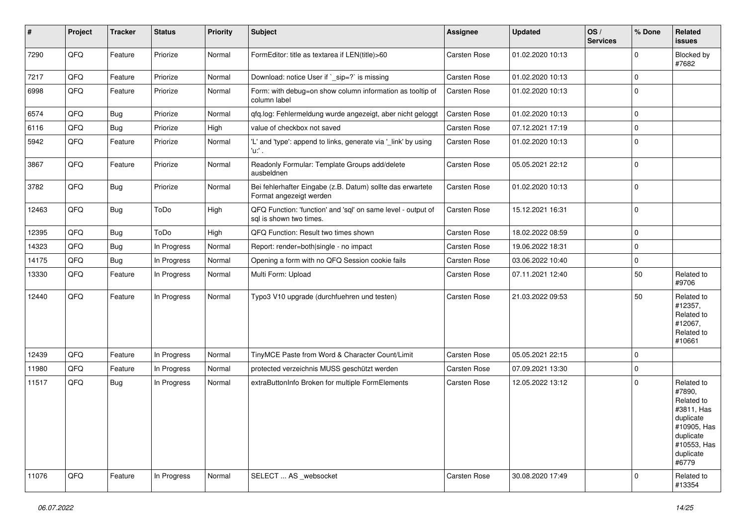| # | Project | Tracker | Status | Priority | Subject | Assignee | Updated | OS / Services | % Done | Related issues |
|---|---|---|---|---|---|---|---|---|---|---|
| 7290 | QFQ | Feature | Priorize | Normal | FormEditor: title as textarea if LEN(title)>60 | Carsten Rose | 01.02.2020 10:13 | | 0 | Blocked by #7682 |
| 7217 | QFQ | Feature | Priorize | Normal | Download: notice User if `_sip=?` is missing | Carsten Rose | 01.02.2020 10:13 | | 0 | |
| 6998 | QFQ | Feature | Priorize | Normal | Form: with debug=on show column information as tooltip of column label | Carsten Rose | 01.02.2020 10:13 | | 0 | |
| 6574 | QFQ | Bug | Priorize | Normal | qfq.log: Fehlermeldung wurde angezeigt, aber nicht geloggt | Carsten Rose | 01.02.2020 10:13 | | 0 | |
| 6116 | QFQ | Bug | Priorize | High | value of checkbox not saved | Carsten Rose | 07.12.2021 17:19 | | 0 | |
| 5942 | QFQ | Feature | Priorize | Normal | 'L' and 'type': append to links, generate via '_link' by using 'u:' . | Carsten Rose | 01.02.2020 10:13 | | 0 | |
| 3867 | QFQ | Feature | Priorize | Normal | Readonly Formular: Template Groups add/delete ausbeldnen | Carsten Rose | 05.05.2021 22:12 | | 0 | |
| 3782 | QFQ | Bug | Priorize | Normal | Bei fehlerhafter Eingabe (z.B. Datum) sollte das erwartete Format angezeigt werden | Carsten Rose | 01.02.2020 10:13 | | 0 | |
| 12463 | QFQ | Bug | ToDo | High | QFQ Function: 'function' and 'sql' on same level - output of sql is shown two times. | Carsten Rose | 15.12.2021 16:31 | | 0 | |
| 12395 | QFQ | Bug | ToDo | High | QFQ Function: Result two times shown | Carsten Rose | 18.02.2022 08:59 | | 0 | |
| 14323 | QFQ | Bug | In Progress | Normal | Report: render=both\|single - no impact | Carsten Rose | 19.06.2022 18:31 | | 0 | |
| 14175 | QFQ | Bug | In Progress | Normal | Opening a form with no QFQ Session cookie fails | Carsten Rose | 03.06.2022 10:40 | | 0 | |
| 13330 | QFQ | Feature | In Progress | Normal | Multi Form: Upload | Carsten Rose | 07.11.2021 12:40 | | 50 | Related to #9706 |
| 12440 | QFQ | Feature | In Progress | Normal | Typo3 V10 upgrade (durchfuehren und testen) | Carsten Rose | 21.03.2022 09:53 | | 50 | Related to #12357, Related to #12067, Related to #10661 |
| 12439 | QFQ | Feature | In Progress | Normal | TinyMCE Paste from Word & Character Count/Limit | Carsten Rose | 05.05.2021 22:15 | | 0 | |
| 11980 | QFQ | Feature | In Progress | Normal | protected verzeichnis MUSS geschützt werden | Carsten Rose | 07.09.2021 13:30 | | 0 | |
| 11517 | QFQ | Bug | In Progress | Normal | extraButtonInfo Broken for multiple FormElements | Carsten Rose | 12.05.2022 13:12 | | 0 | Related to #7890, Related to #3811, Has duplicate #10905, Has duplicate #10553, Has duplicate #6779 |
| 11076 | QFQ | Feature | In Progress | Normal | SELECT ... AS _websocket | Carsten Rose | 30.08.2020 17:49 | | 0 | Related to #13354 |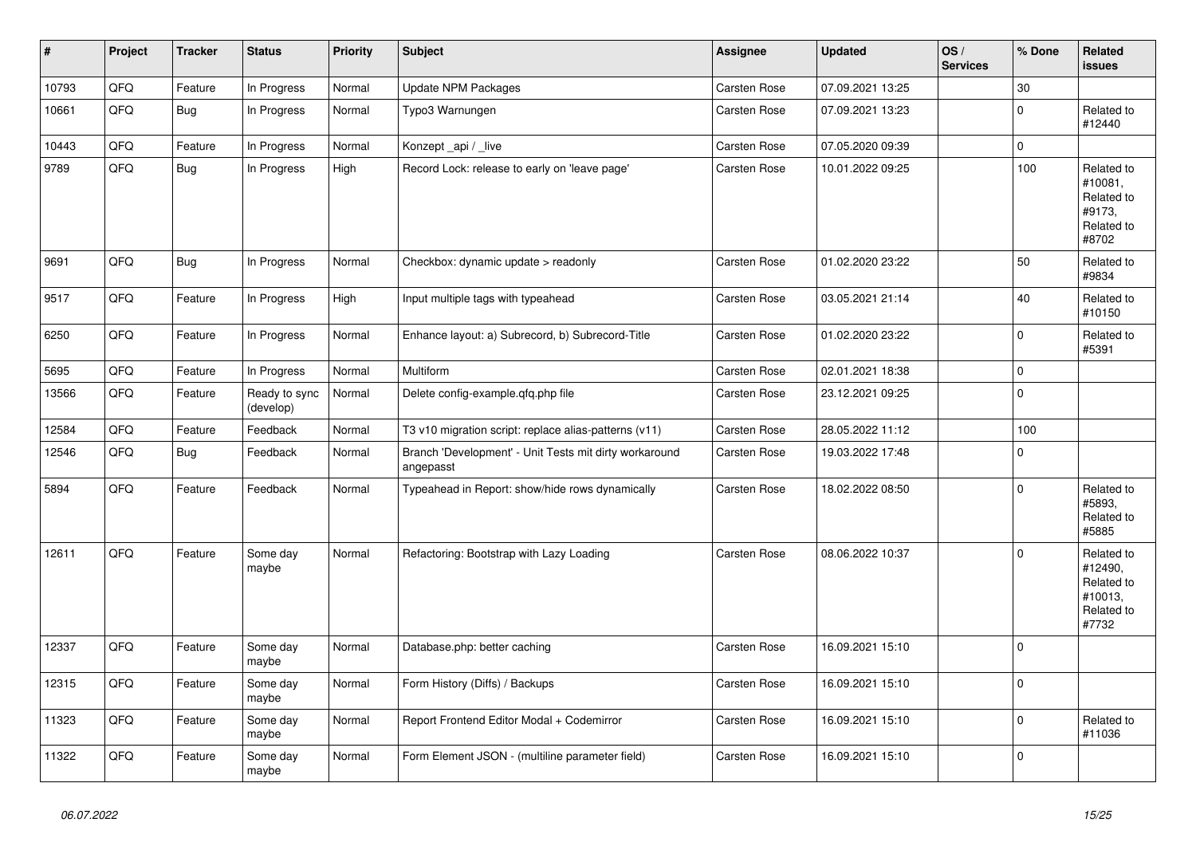| # | Project | Tracker | Status | Priority | Subject | Assignee | Updated | OS / Services | % Done | Related issues |
|---|---|---|---|---|---|---|---|---|---|---|
| 10793 | QFQ | Feature | In Progress | Normal | Update NPM Packages | Carsten Rose | 07.09.2021 13:25 | | 30 | |
| 10661 | QFQ | Bug | In Progress | Normal | Typo3 Warnungen | Carsten Rose | 07.09.2021 13:23 | | 0 | Related to #12440 |
| 10443 | QFQ | Feature | In Progress | Normal | Konzept _api / _live | Carsten Rose | 07.05.2020 09:39 | | 0 | |
| 9789 | QFQ | Bug | In Progress | High | Record Lock: release to early on 'leave page' | Carsten Rose | 10.01.2022 09:25 | | 100 | Related to #10081, Related to #9173, Related to #8702 |
| 9691 | QFQ | Bug | In Progress | Normal | Checkbox: dynamic update > readonly | Carsten Rose | 01.02.2020 23:22 | | 50 | Related to #9834 |
| 9517 | QFQ | Feature | In Progress | High | Input multiple tags with typeahead | Carsten Rose | 03.05.2021 21:14 | | 40 | Related to #10150 |
| 6250 | QFQ | Feature | In Progress | Normal | Enhance layout: a) Subrecord, b) Subrecord-Title | Carsten Rose | 01.02.2020 23:22 | | 0 | Related to #5391 |
| 5695 | QFQ | Feature | In Progress | Normal | Multiform | Carsten Rose | 02.01.2021 18:38 | | 0 | |
| 13566 | QFQ | Feature | Ready to sync (develop) | Normal | Delete config-example.qfq.php file | Carsten Rose | 23.12.2021 09:25 | | 0 | |
| 12584 | QFQ | Feature | Feedback | Normal | T3 v10 migration script: replace alias-patterns (v11) | Carsten Rose | 28.05.2022 11:12 | | 100 | |
| 12546 | QFQ | Bug | Feedback | Normal | Branch 'Development' - Unit Tests mit dirty workaround angepasst | Carsten Rose | 19.03.2022 17:48 | | 0 | |
| 5894 | QFQ | Feature | Feedback | Normal | Typeahead in Report: show/hide rows dynamically | Carsten Rose | 18.02.2022 08:50 | | 0 | Related to #5893, Related to #5885 |
| 12611 | QFQ | Feature | Some day maybe | Normal | Refactoring: Bootstrap with Lazy Loading | Carsten Rose | 08.06.2022 10:37 | | 0 | Related to #12490, Related to #10013, Related to #7732 |
| 12337 | QFQ | Feature | Some day maybe | Normal | Database.php: better caching | Carsten Rose | 16.09.2021 15:10 | | 0 | |
| 12315 | QFQ | Feature | Some day maybe | Normal | Form History (Diffs) / Backups | Carsten Rose | 16.09.2021 15:10 | | 0 | |
| 11323 | QFQ | Feature | Some day maybe | Normal | Report Frontend Editor Modal + Codemirror | Carsten Rose | 16.09.2021 15:10 | | 0 | Related to #11036 |
| 11322 | QFQ | Feature | Some day maybe | Normal | Form Element JSON - (multiline parameter field) | Carsten Rose | 16.09.2021 15:10 | | 0 | |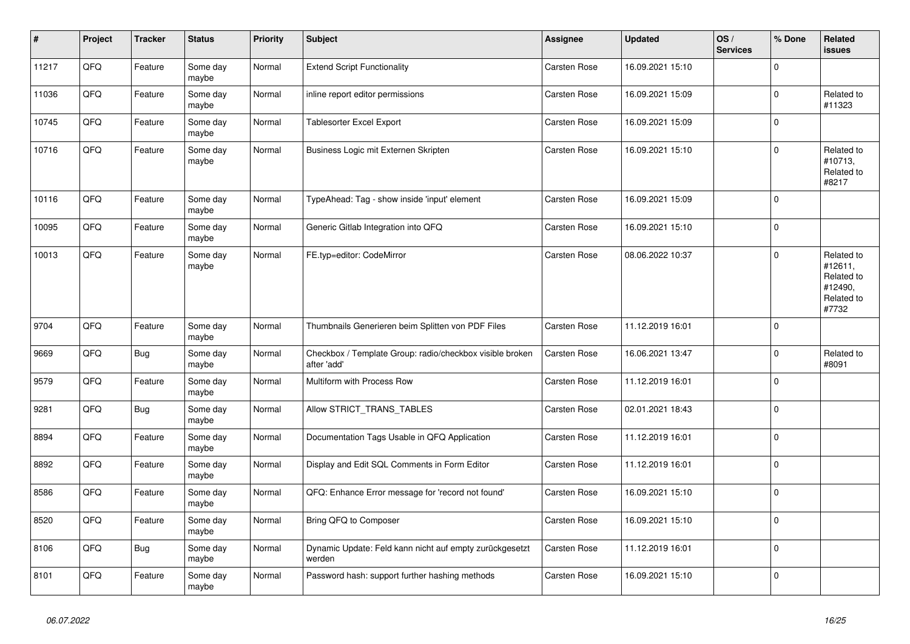| # | Project | Tracker | Status | Priority | Subject | Assignee | Updated | OS / Services | % Done | Related issues |
|---|---|---|---|---|---|---|---|---|---|---|
| 11217 | QFQ | Feature | Some day maybe | Normal | Extend Script Functionality | Carsten Rose | 16.09.2021 15:10 | | 0 | |
| 11036 | QFQ | Feature | Some day maybe | Normal | inline report editor permissions | Carsten Rose | 16.09.2021 15:09 | | 0 | Related to #11323 |
| 10745 | QFQ | Feature | Some day maybe | Normal | Tablesorter Excel Export | Carsten Rose | 16.09.2021 15:09 | | 0 | |
| 10716 | QFQ | Feature | Some day maybe | Normal | Business Logic mit Externen Skripten | Carsten Rose | 16.09.2021 15:10 | | 0 | Related to #10713, Related to #8217 |
| 10116 | QFQ | Feature | Some day maybe | Normal | TypeAhead: Tag - show inside 'input' element | Carsten Rose | 16.09.2021 15:09 | | 0 | |
| 10095 | QFQ | Feature | Some day maybe | Normal | Generic Gitlab Integration into QFQ | Carsten Rose | 16.09.2021 15:10 | | 0 | |
| 10013 | QFQ | Feature | Some day maybe | Normal | FE.typ=editor: CodeMirror | Carsten Rose | 08.06.2022 10:37 | | 0 | Related to #12611, Related to #12490, Related to #7732 |
| 9704 | QFQ | Feature | Some day maybe | Normal | Thumbnails Generieren beim Splitten von PDF Files | Carsten Rose | 11.12.2019 16:01 | | 0 | |
| 9669 | QFQ | Bug | Some day maybe | Normal | Checkbox / Template Group: radio/checkbox visible broken after 'add' | Carsten Rose | 16.06.2021 13:47 | | 0 | Related to #8091 |
| 9579 | QFQ | Feature | Some day maybe | Normal | Multiform with Process Row | Carsten Rose | 11.12.2019 16:01 | | 0 | |
| 9281 | QFQ | Bug | Some day maybe | Normal | Allow STRICT_TRANS_TABLES | Carsten Rose | 02.01.2021 18:43 | | 0 | |
| 8894 | QFQ | Feature | Some day maybe | Normal | Documentation Tags Usable in QFQ Application | Carsten Rose | 11.12.2019 16:01 | | 0 | |
| 8892 | QFQ | Feature | Some day maybe | Normal | Display and Edit SQL Comments in Form Editor | Carsten Rose | 11.12.2019 16:01 | | 0 | |
| 8586 | QFQ | Feature | Some day maybe | Normal | QFQ: Enhance Error message for 'record not found' | Carsten Rose | 16.09.2021 15:10 | | 0 | |
| 8520 | QFQ | Feature | Some day maybe | Normal | Bring QFQ to Composer | Carsten Rose | 16.09.2021 15:10 | | 0 | |
| 8106 | QFQ | Bug | Some day maybe | Normal | Dynamic Update: Feld kann nicht auf empty zurückgesetzt werden | Carsten Rose | 11.12.2019 16:01 | | 0 | |
| 8101 | QFQ | Feature | Some day maybe | Normal | Password hash: support further hashing methods | Carsten Rose | 16.09.2021 15:10 | | 0 | |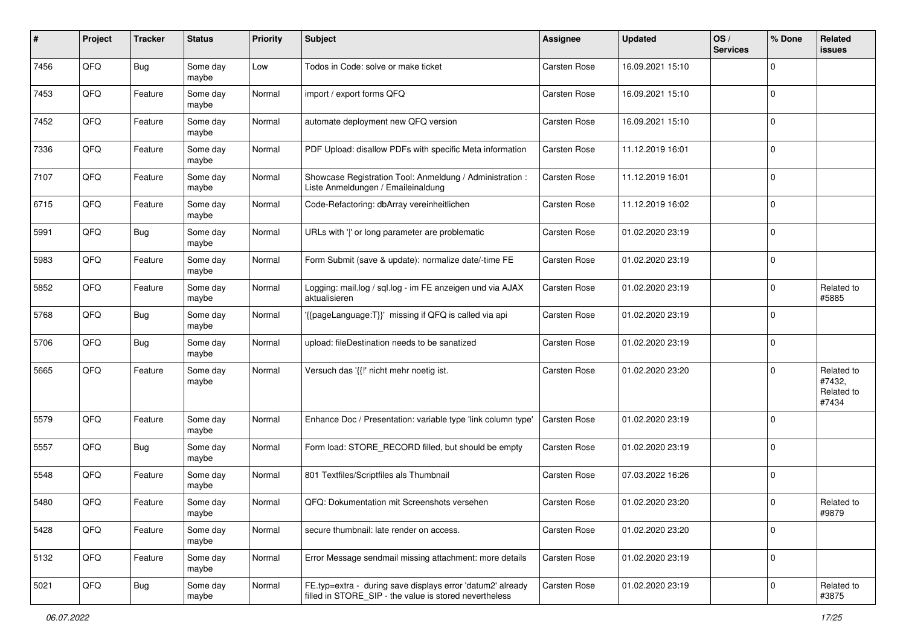| # | Project | Tracker | Status | Priority | Subject | Assignee | Updated | OS / Services | % Done | Related issues |
|---|---|---|---|---|---|---|---|---|---|---|
| 7456 | QFQ | Bug | Some day maybe | Low | Todos in Code: solve or make ticket | Carsten Rose | 16.09.2021 15:10 | | 0 | |
| 7453 | QFQ | Feature | Some day maybe | Normal | import / export forms QFQ | Carsten Rose | 16.09.2021 15:10 | | 0 | |
| 7452 | QFQ | Feature | Some day maybe | Normal | automate deployment new QFQ version | Carsten Rose | 16.09.2021 15:10 | | 0 | |
| 7336 | QFQ | Feature | Some day maybe | Normal | PDF Upload: disallow PDFs with specific Meta information | Carsten Rose | 11.12.2019 16:01 | | 0 | |
| 7107 | QFQ | Feature | Some day maybe | Normal | Showcase Registration Tool: Anmeldung / Administration : Liste Anmeldungen / Emaileinaldung | Carsten Rose | 11.12.2019 16:01 | | 0 | |
| 6715 | QFQ | Feature | Some day maybe | Normal | Code-Refactoring: dbArray vereinheitlichen | Carsten Rose | 11.12.2019 16:02 | | 0 | |
| 5991 | QFQ | Bug | Some day maybe | Normal | URLs with ' ' or long parameter are problematic | Carsten Rose | 01.02.2020 23:19 | | 0 | |
| 5983 | QFQ | Feature | Some day maybe | Normal | Form Submit (save & update): normalize date/-time FE | Carsten Rose | 01.02.2020 23:19 | | 0 | |
| 5852 | QFQ | Feature | Some day maybe | Normal | Logging: mail.log / sql.log - im FE anzeigen und via AJAX aktualisieren | Carsten Rose | 01.02.2020 23:19 | | 0 | Related to #5885 |
| 5768 | QFQ | Bug | Some day maybe | Normal | '{{pageLanguage:T}}' missing if QFQ is called via api | Carsten Rose | 01.02.2020 23:19 | | 0 | |
| 5706 | QFQ | Bug | Some day maybe | Normal | upload: fileDestination needs to be sanatized | Carsten Rose | 01.02.2020 23:19 | | 0 | |
| 5665 | QFQ | Feature | Some day maybe | Normal | Versuch das '{{!' nicht mehr noetig ist. | Carsten Rose | 01.02.2020 23:20 | | 0 | Related to #7432, Related to #7434 |
| 5579 | QFQ | Feature | Some day maybe | Normal | Enhance Doc / Presentation: variable type 'link column type' | Carsten Rose | 01.02.2020 23:19 | | 0 | |
| 5557 | QFQ | Bug | Some day maybe | Normal | Form load: STORE_RECORD filled, but should be empty | Carsten Rose | 01.02.2020 23:19 | | 0 | |
| 5548 | QFQ | Feature | Some day maybe | Normal | 801 Textfiles/Scriptfiles als Thumbnail | Carsten Rose | 07.03.2022 16:26 | | 0 | |
| 5480 | QFQ | Feature | Some day maybe | Normal | QFQ: Dokumentation mit Screenshots versehen | Carsten Rose | 01.02.2020 23:20 | | 0 | Related to #9879 |
| 5428 | QFQ | Feature | Some day maybe | Normal | secure thumbnail: late render on access. | Carsten Rose | 01.02.2020 23:20 | | 0 | |
| 5132 | QFQ | Feature | Some day maybe | Normal | Error Message sendmail missing attachment: more details | Carsten Rose | 01.02.2020 23:19 | | 0 | |
| 5021 | QFQ | Bug | Some day maybe | Normal | FE.typ=extra - during save displays error 'datum2' already filled in STORE_SIP - the value is stored nevertheless | Carsten Rose | 01.02.2020 23:19 | | 0 | Related to #3875 |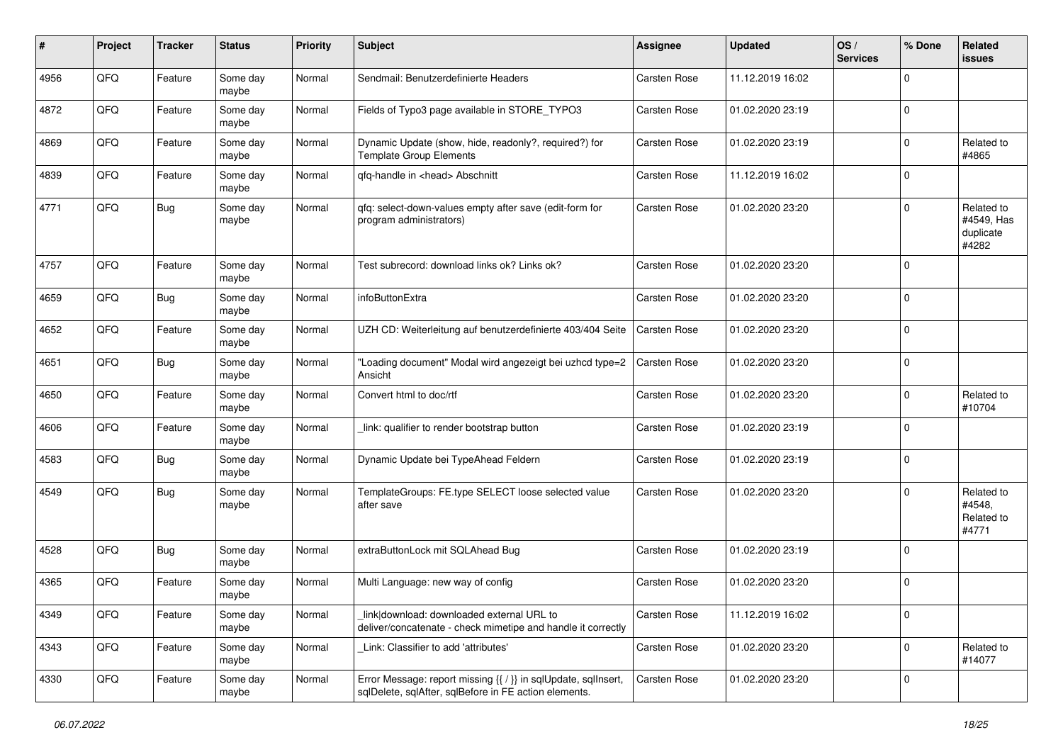| # | Project | Tracker | Status | Priority | Subject | Assignee | Updated | OS / Services | % Done | Related issues |
|---|---|---|---|---|---|---|---|---|---|---|
| 4956 | QFQ | Feature | Some day maybe | Normal | Sendmail: Benutzerdefinierte Headers | Carsten Rose | 11.12.2019 16:02 | | 0 | |
| 4872 | QFQ | Feature | Some day maybe | Normal | Fields of Typo3 page available in STORE_TYPO3 | Carsten Rose | 01.02.2020 23:19 | | 0 | |
| 4869 | QFQ | Feature | Some day maybe | Normal | Dynamic Update (show, hide, readonly?, required?) for Template Group Elements | Carsten Rose | 01.02.2020 23:19 | | 0 | Related to #4865 |
| 4839 | QFQ | Feature | Some day maybe | Normal | qfq-handle in <head> Abschnitt | Carsten Rose | 11.12.2019 16:02 | | 0 | |
| 4771 | QFQ | Bug | Some day maybe | Normal | qfq: select-down-values empty after save (edit-form for program administrators) | Carsten Rose | 01.02.2020 23:20 | | 0 | Related to #4549, Has duplicate #4282 |
| 4757 | QFQ | Feature | Some day maybe | Normal | Test subrecord: download links ok? Links ok? | Carsten Rose | 01.02.2020 23:20 | | 0 | |
| 4659 | QFQ | Bug | Some day maybe | Normal | infoButtonExtra | Carsten Rose | 01.02.2020 23:20 | | 0 | |
| 4652 | QFQ | Feature | Some day maybe | Normal | UZH CD: Weiterleitung auf benutzerdefinierte 403/404 Seite | Carsten Rose | 01.02.2020 23:20 | | 0 | |
| 4651 | QFQ | Bug | Some day maybe | Normal | "Loading document" Modal wird angezeigt bei uzhcd type=2 Ansicht | Carsten Rose | 01.02.2020 23:20 | | 0 | |
| 4650 | QFQ | Feature | Some day maybe | Normal | Convert html to doc/rtf | Carsten Rose | 01.02.2020 23:20 | | 0 | Related to #10704 |
| 4606 | QFQ | Feature | Some day maybe | Normal | _link: qualifier to render bootstrap button | Carsten Rose | 01.02.2020 23:19 | | 0 | |
| 4583 | QFQ | Bug | Some day maybe | Normal | Dynamic Update bei TypeAhead Feldern | Carsten Rose | 01.02.2020 23:19 | | 0 | |
| 4549 | QFQ | Bug | Some day maybe | Normal | TemplateGroups: FE.type SELECT loose selected value after save | Carsten Rose | 01.02.2020 23:20 | | 0 | Related to #4548, Related to #4771 |
| 4528 | QFQ | Bug | Some day maybe | Normal | extraButtonLock mit SQLAhead Bug | Carsten Rose | 01.02.2020 23:19 | | 0 | |
| 4365 | QFQ | Feature | Some day maybe | Normal | Multi Language: new way of config | Carsten Rose | 01.02.2020 23:20 | | 0 | |
| 4349 | QFQ | Feature | Some day maybe | Normal | _link\|download: downloaded external URL to deliver/concatenate - check mimetipe and handle it correctly | Carsten Rose | 11.12.2019 16:02 | | 0 | |
| 4343 | QFQ | Feature | Some day maybe | Normal | _Link: Classifier to add 'attributes' | Carsten Rose | 01.02.2020 23:20 | | 0 | Related to #14077 |
| 4330 | QFQ | Feature | Some day maybe | Normal | Error Message: report missing {{ / }} in sqlUpdate, sqlInsert, sqlDelete, sqlAfter, sqlBefore in FE action elements. | Carsten Rose | 01.02.2020 23:20 | | 0 | |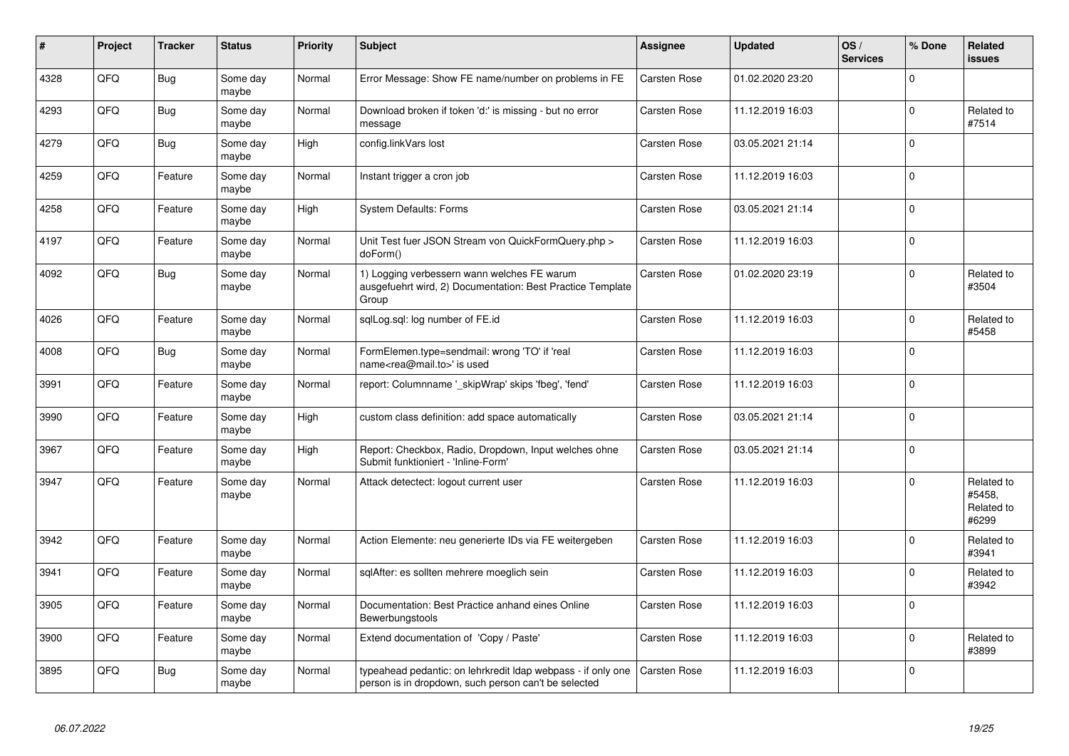| # | Project | Tracker | Status | Priority | Subject | Assignee | Updated | OS / Services | % Done | Related issues |
|---|---|---|---|---|---|---|---|---|---|---|
| 4328 | QFQ | Bug | Some day maybe | Normal | Error Message: Show FE name/number on problems in FE | Carsten Rose | 01.02.2020 23:20 | | 0 | |
| 4293 | QFQ | Bug | Some day maybe | Normal | Download broken if token 'd:' is missing - but no error message | Carsten Rose | 11.12.2019 16:03 | | 0 | Related to #7514 |
| 4279 | QFQ | Bug | Some day maybe | High | config.linkVars lost | Carsten Rose | 03.05.2021 21:14 | | 0 | |
| 4259 | QFQ | Feature | Some day maybe | Normal | Instant trigger a cron job | Carsten Rose | 11.12.2019 16:03 | | 0 | |
| 4258 | QFQ | Feature | Some day maybe | High | System Defaults: Forms | Carsten Rose | 03.05.2021 21:14 | | 0 | |
| 4197 | QFQ | Feature | Some day maybe | Normal | Unit Test fuer JSON Stream von QuickFormQuery.php > doForm() | Carsten Rose | 11.12.2019 16:03 | | 0 | |
| 4092 | QFQ | Bug | Some day maybe | Normal | 1) Logging verbessern wann welches FE warum ausgefuehrt wird, 2) Documentation: Best Practice Template Group | Carsten Rose | 01.02.2020 23:19 | | 0 | Related to #3504 |
| 4026 | QFQ | Feature | Some day maybe | Normal | sqlLog.sql: log number of FE.id | Carsten Rose | 11.12.2019 16:03 | | 0 | Related to #5458 |
| 4008 | QFQ | Bug | Some day maybe | Normal | FormElemen.type=sendmail: wrong 'TO' if 'real name<rea@mail.to>' is used | Carsten Rose | 11.12.2019 16:03 | | 0 | |
| 3991 | QFQ | Feature | Some day maybe | Normal | report: Columnname '_skipWrap' skips 'fbeg', 'fend' | Carsten Rose | 11.12.2019 16:03 | | 0 | |
| 3990 | QFQ | Feature | Some day maybe | High | custom class definition: add space automatically | Carsten Rose | 03.05.2021 21:14 | | 0 | |
| 3967 | QFQ | Feature | Some day maybe | High | Report: Checkbox, Radio, Dropdown, Input welches ohne Submit funktioniert - 'Inline-Form' | Carsten Rose | 03.05.2021 21:14 | | 0 | |
| 3947 | QFQ | Feature | Some day maybe | Normal | Attack detectect: logout current user | Carsten Rose | 11.12.2019 16:03 | | 0 | Related to #5458, Related to #6299 |
| 3942 | QFQ | Feature | Some day maybe | Normal | Action Elemente: neu generierte IDs via FE weitergeben | Carsten Rose | 11.12.2019 16:03 | | 0 | Related to #3941 |
| 3941 | QFQ | Feature | Some day maybe | Normal | sqlAfter: es sollten mehrere moeglich sein | Carsten Rose | 11.12.2019 16:03 | | 0 | Related to #3942 |
| 3905 | QFQ | Feature | Some day maybe | Normal | Documentation: Best Practice anhand eines Online Bewerbungstools | Carsten Rose | 11.12.2019 16:03 | | 0 | |
| 3900 | QFQ | Feature | Some day maybe | Normal | Extend documentation of 'Copy / Paste' | Carsten Rose | 11.12.2019 16:03 | | 0 | Related to #3899 |
| 3895 | QFQ | Bug | Some day maybe | Normal | typeahead pedantic: on lehrkredit ldap webpass - if only one person is in dropdown, such person can't be selected | Carsten Rose | 11.12.2019 16:03 | | 0 | |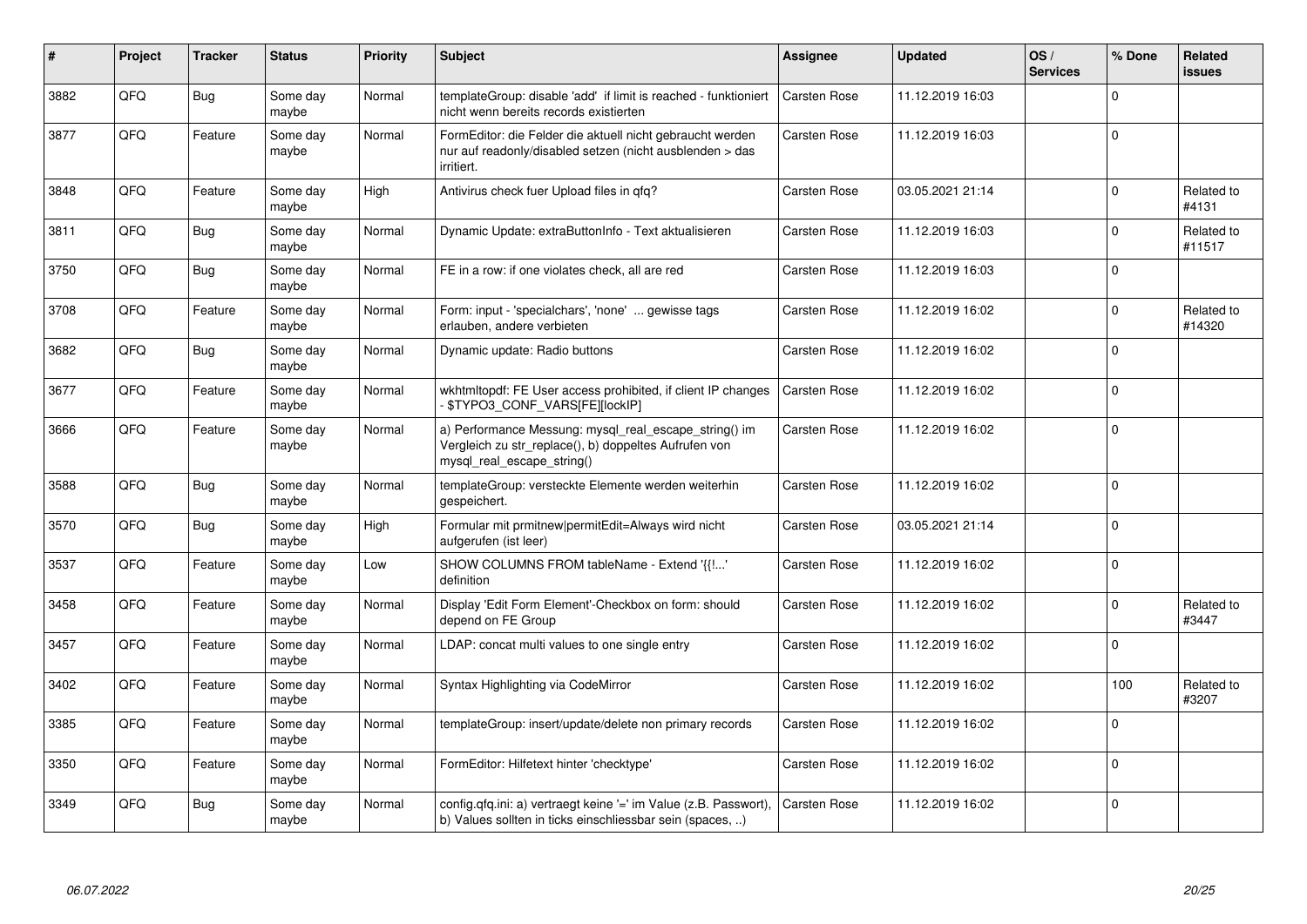| # | Project | Tracker | Status | Priority | Subject | Assignee | Updated | OS / Services | % Done | Related issues |
|---|---|---|---|---|---|---|---|---|---|---|
| 3882 | QFQ | Bug | Some day maybe | Normal | templateGroup: disable 'add' if limit is reached - funktioniert nicht wenn bereits records existierten | Carsten Rose | 11.12.2019 16:03 | | 0 | |
| 3877 | QFQ | Feature | Some day maybe | Normal | FormEditor: die Felder die aktuell nicht gebraucht werden nur auf readonly/disabled setzen (nicht ausblenden > das irritiert. | Carsten Rose | 11.12.2019 16:03 | | 0 | |
| 3848 | QFQ | Feature | Some day maybe | High | Antivirus check fuer Upload files in qfq? | Carsten Rose | 03.05.2021 21:14 | | 0 | Related to #4131 |
| 3811 | QFQ | Bug | Some day maybe | Normal | Dynamic Update: extraButtonInfo - Text aktualisieren | Carsten Rose | 11.12.2019 16:03 | | 0 | Related to #11517 |
| 3750 | QFQ | Bug | Some day maybe | Normal | FE in a row: if one violates check, all are red | Carsten Rose | 11.12.2019 16:03 | | 0 | |
| 3708 | QFQ | Feature | Some day maybe | Normal | Form: input - 'specialchars', 'none' ... gewisse tags erlauben, andere verbieten | Carsten Rose | 11.12.2019 16:02 | | 0 | Related to #14320 |
| 3682 | QFQ | Bug | Some day maybe | Normal | Dynamic update: Radio buttons | Carsten Rose | 11.12.2019 16:02 | | 0 | |
| 3677 | QFQ | Feature | Some day maybe | Normal | wkhtmltopdf: FE User access prohibited, if client IP changes - $TYPO3_CONF_VARS[FE][lockIP] | Carsten Rose | 11.12.2019 16:02 | | 0 | |
| 3666 | QFQ | Feature | Some day maybe | Normal | a) Performance Messung: mysql_real_escape_string() im Vergleich zu str_replace(), b) doppeltes Aufrufen von mysql_real_escape_string() | Carsten Rose | 11.12.2019 16:02 | | 0 | |
| 3588 | QFQ | Bug | Some day maybe | Normal | templateGroup: versteckte Elemente werden weiterhin gespeichert. | Carsten Rose | 11.12.2019 16:02 | | 0 | |
| 3570 | QFQ | Bug | Some day maybe | High | Formular mit prmitnew\|permitEdit=Always wird nicht aufgerufen (ist leer) | Carsten Rose | 03.05.2021 21:14 | | 0 | |
| 3537 | QFQ | Feature | Some day maybe | Low | SHOW COLUMNS FROM tableName - Extend '{{!...' definition | Carsten Rose | 11.12.2019 16:02 | | 0 | |
| 3458 | QFQ | Feature | Some day maybe | Normal | Display 'Edit Form Element'-Checkbox on form: should depend on FE Group | Carsten Rose | 11.12.2019 16:02 | | 0 | Related to #3447 |
| 3457 | QFQ | Feature | Some day maybe | Normal | LDAP: concat multi values to one single entry | Carsten Rose | 11.12.2019 16:02 | | 0 | |
| 3402 | QFQ | Feature | Some day maybe | Normal | Syntax Highlighting via CodeMirror | Carsten Rose | 11.12.2019 16:02 | | 100 | Related to #3207 |
| 3385 | QFQ | Feature | Some day maybe | Normal | templateGroup: insert/update/delete non primary records | Carsten Rose | 11.12.2019 16:02 | | 0 | |
| 3350 | QFQ | Feature | Some day maybe | Normal | FormEditor: Hilfetext hinter 'checktype' | Carsten Rose | 11.12.2019 16:02 | | 0 | |
| 3349 | QFQ | Bug | Some day maybe | Normal | config.qfq.ini: a) vertraegt keine '=' im Value (z.B. Passwort), b) Values sollten in ticks einschliessbar sein (spaces, ..) | Carsten Rose | 11.12.2019 16:02 | | 0 | |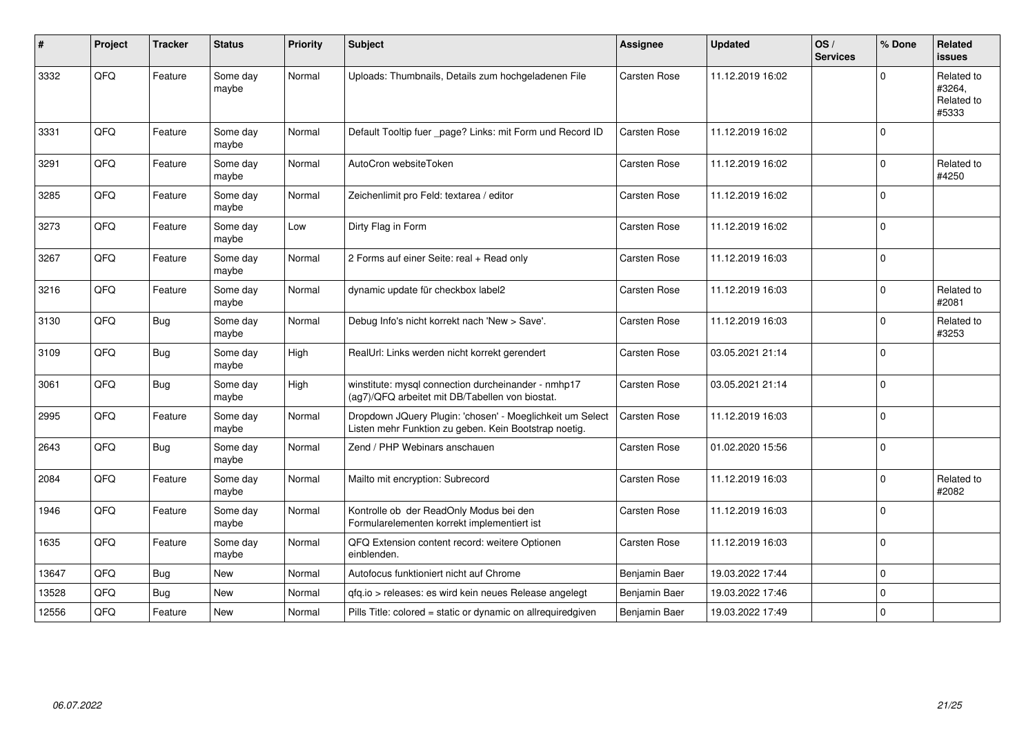| # | Project | Tracker | Status | Priority | Subject | Assignee | Updated | OS / Services | % Done | Related issues |
|---|---|---|---|---|---|---|---|---|---|---|
| 3332 | QFQ | Feature | Some day maybe | Normal | Uploads: Thumbnails, Details zum hochgeladenen File | Carsten Rose | 11.12.2019 16:02 | | 0 | Related to #3264, Related to #5333 |
| 3331 | QFQ | Feature | Some day maybe | Normal | Default Tooltip fuer _page? Links: mit Form und Record ID | Carsten Rose | 11.12.2019 16:02 | | 0 | |
| 3291 | QFQ | Feature | Some day maybe | Normal | AutoCron websiteToken | Carsten Rose | 11.12.2019 16:02 | | 0 | Related to #4250 |
| 3285 | QFQ | Feature | Some day maybe | Normal | Zeichenlimit pro Feld: textarea / editor | Carsten Rose | 11.12.2019 16:02 | | 0 | |
| 3273 | QFQ | Feature | Some day maybe | Low | Dirty Flag in Form | Carsten Rose | 11.12.2019 16:02 | | 0 | |
| 3267 | QFQ | Feature | Some day maybe | Normal | 2 Forms auf einer Seite: real + Read only | Carsten Rose | 11.12.2019 16:03 | | 0 | |
| 3216 | QFQ | Feature | Some day maybe | Normal | dynamic update für checkbox label2 | Carsten Rose | 11.12.2019 16:03 | | 0 | Related to #2081 |
| 3130 | QFQ | Bug | Some day maybe | Normal | Debug Info's nicht korrekt nach 'New > Save'. | Carsten Rose | 11.12.2019 16:03 | | 0 | Related to #3253 |
| 3109 | QFQ | Bug | Some day maybe | High | RealUrl: Links werden nicht korrekt gerendert | Carsten Rose | 03.05.2021 21:14 | | 0 | |
| 3061 | QFQ | Bug | Some day maybe | High | winstitute: mysql connection durcheinander - nmhp17 (ag7)/QFQ arbeitet mit DB/Tabellen von biostat. | Carsten Rose | 03.05.2021 21:14 | | 0 | |
| 2995 | QFQ | Feature | Some day maybe | Normal | Dropdown JQuery Plugin: 'chosen' - Moeglichkeit um Select Listen mehr Funktion zu geben. Kein Bootstrap noetig. | Carsten Rose | 11.12.2019 16:03 | | 0 | |
| 2643 | QFQ | Bug | Some day maybe | Normal | Zend / PHP Webinars anschauen | Carsten Rose | 01.02.2020 15:56 | | 0 | |
| 2084 | QFQ | Feature | Some day maybe | Normal | Mailto mit encryption: Subrecord | Carsten Rose | 11.12.2019 16:03 | | 0 | Related to #2082 |
| 1946 | QFQ | Feature | Some day maybe | Normal | Kontrolle ob der ReadOnly Modus bei den Formularelementen korrekt implementiert ist | Carsten Rose | 11.12.2019 16:03 | | 0 | |
| 1635 | QFQ | Feature | Some day maybe | Normal | QFQ Extension content record: weitere Optionen einblenden. | Carsten Rose | 11.12.2019 16:03 | | 0 | |
| 13647 | QFQ | Bug | New | Normal | Autofocus funktioniert nicht auf Chrome | Benjamin Baer | 19.03.2022 17:44 | | 0 | |
| 13528 | QFQ | Bug | New | Normal | qfq.io > releases: es wird kein neues Release angelegt | Benjamin Baer | 19.03.2022 17:46 | | 0 | |
| 12556 | QFQ | Feature | New | Normal | Pills Title: colored = static or dynamic on allrequiredgiven | Benjamin Baer | 19.03.2022 17:49 | | 0 | |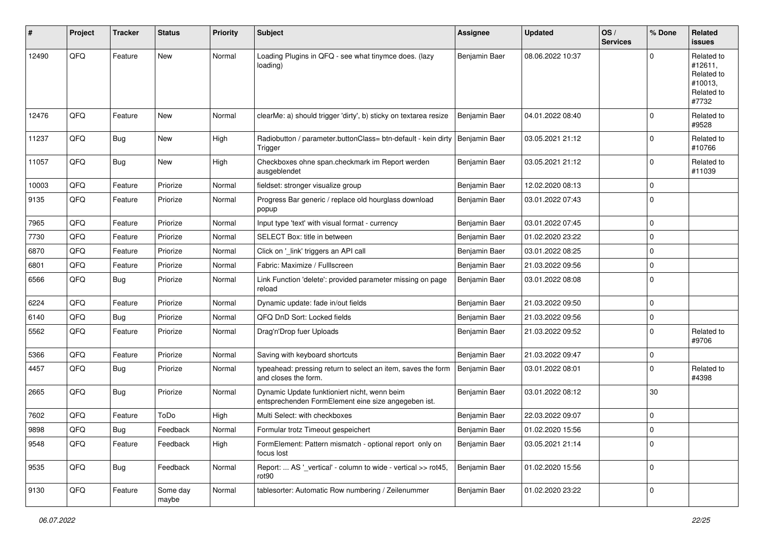| # | Project | Tracker | Status | Priority | Subject | Assignee | Updated | OS / Services | % Done | Related issues |
|---|---|---|---|---|---|---|---|---|---|---|
| 12490 | QFQ | Feature | New | Normal | Loading Plugins in QFQ - see what tinymce does. (lazy loading) | Benjamin Baer | 08.06.2022 10:37 | | 0 | Related to #12611, Related to #10013, Related to #7732 |
| 12476 | QFQ | Feature | New | Normal | clearMe: a) should trigger 'dirty', b) sticky on textarea resize | Benjamin Baer | 04.01.2022 08:40 | | 0 | Related to #9528 |
| 11237 | QFQ | Bug | New | High | Radiobutton / parameter.buttonClass= btn-default - kein dirty Trigger | Benjamin Baer | 03.05.2021 21:12 | | 0 | Related to #10766 |
| 11057 | QFQ | Bug | New | High | Checkboxes ohne span.checkmark im Report werden ausgeblendet | Benjamin Baer | 03.05.2021 21:12 | | 0 | Related to #11039 |
| 10003 | QFQ | Feature | Priorize | Normal | fieldset: stronger visualize group | Benjamin Baer | 12.02.2020 08:13 | | 0 | |
| 9135 | QFQ | Feature | Priorize | Normal | Progress Bar generic / replace old hourglass download popup | Benjamin Baer | 03.01.2022 07:43 | | 0 | |
| 7965 | QFQ | Feature | Priorize | Normal | Input type 'text' with visual format - currency | Benjamin Baer | 03.01.2022 07:45 | | 0 | |
| 7730 | QFQ | Feature | Priorize | Normal | SELECT Box: title in between | Benjamin Baer | 01.02.2020 23:22 | | 0 | |
| 6870 | QFQ | Feature | Priorize | Normal | Click on '_link' triggers an API call | Benjamin Baer | 03.01.2022 08:25 | | 0 | |
| 6801 | QFQ | Feature | Priorize | Normal | Fabric: Maximize / FullIscreen | Benjamin Baer | 21.03.2022 09:56 | | 0 | |
| 6566 | QFQ | Bug | Priorize | Normal | Link Function 'delete': provided parameter missing on page reload | Benjamin Baer | 03.01.2022 08:08 | | 0 | |
| 6224 | QFQ | Feature | Priorize | Normal | Dynamic update: fade in/out fields | Benjamin Baer | 21.03.2022 09:50 | | 0 | |
| 6140 | QFQ | Bug | Priorize | Normal | QFQ DnD Sort: Locked fields | Benjamin Baer | 21.03.2022 09:56 | | 0 | |
| 5562 | QFQ | Feature | Priorize | Normal | Drag'n'Drop fuer Uploads | Benjamin Baer | 21.03.2022 09:52 | | 0 | Related to #9706 |
| 5366 | QFQ | Feature | Priorize | Normal | Saving with keyboard shortcuts | Benjamin Baer | 21.03.2022 09:47 | | 0 | |
| 4457 | QFQ | Bug | Priorize | Normal | typeahead: pressing return to select an item, saves the form and closes the form. | Benjamin Baer | 03.01.2022 08:01 | | 0 | Related to #4398 |
| 2665 | QFQ | Bug | Priorize | Normal | Dynamic Update funktioniert nicht, wenn beim entsprechenden FormElement eine size angegeben ist. | Benjamin Baer | 03.01.2022 08:12 | | 30 | |
| 7602 | QFQ | Feature | ToDo | High | Multi Select: with checkboxes | Benjamin Baer | 22.03.2022 09:07 | | 0 | |
| 9898 | QFQ | Bug | Feedback | Normal | Formular trotz Timeout gespeichert | Benjamin Baer | 01.02.2020 15:56 | | 0 | |
| 9548 | QFQ | Feature | Feedback | High | FormElement: Pattern mismatch - optional report only on focus lost | Benjamin Baer | 03.05.2021 21:14 | | 0 | |
| 9535 | QFQ | Bug | Feedback | Normal | Report: ... AS '_vertical' - column to wide - vertical >> rot45, rot90 | Benjamin Baer | 01.02.2020 15:56 | | 0 | |
| 9130 | QFQ | Feature | Some day maybe | Normal | tablesorter: Automatic Row numbering / Zeilenummer | Benjamin Baer | 01.02.2020 23:22 | | 0 | |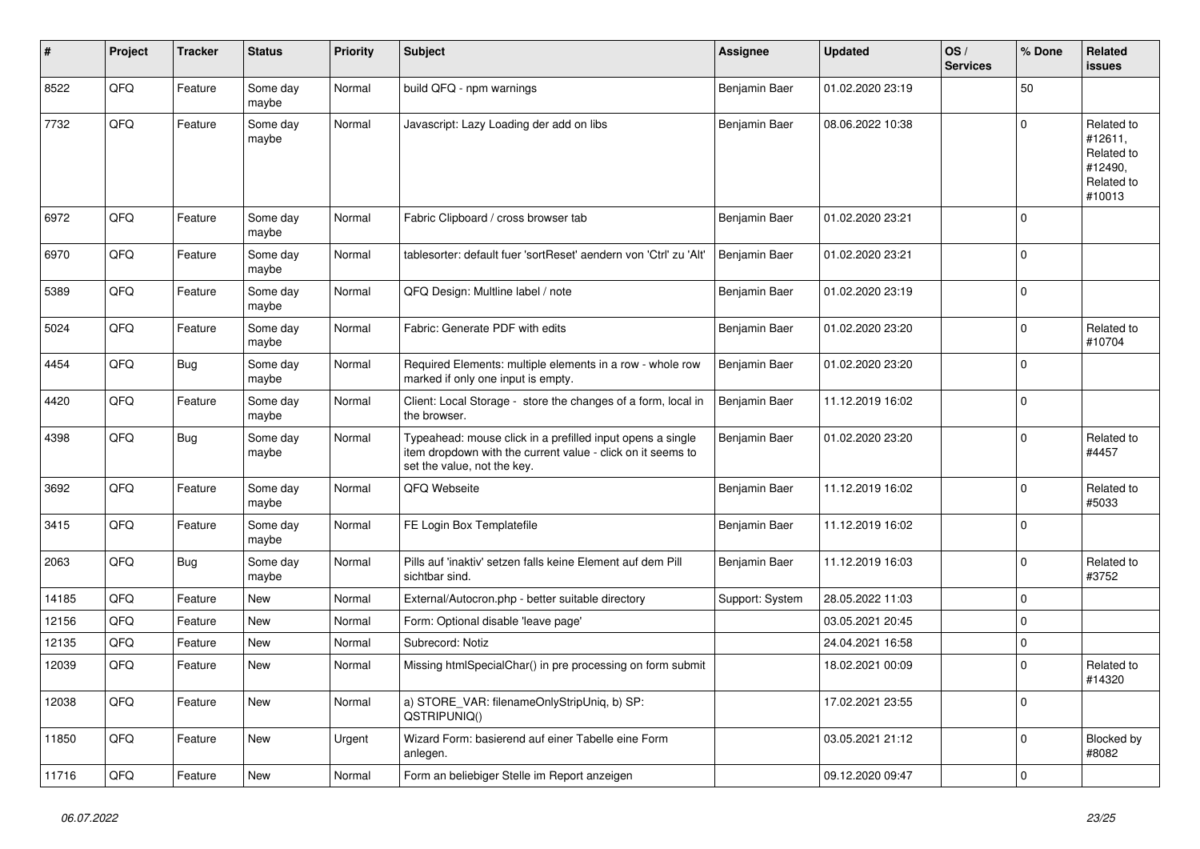| # | Project | Tracker | Status | Priority | Subject | Assignee | Updated | OS / Services | % Done | Related issues |
|---|---|---|---|---|---|---|---|---|---|---|
| 8522 | QFQ | Feature | Some day maybe | Normal | build QFQ - npm warnings | Benjamin Baer | 01.02.2020 23:19 | | 50 | |
| 7732 | QFQ | Feature | Some day maybe | Normal | Javascript: Lazy Loading der add on libs | Benjamin Baer | 08.06.2022 10:38 | | 0 | Related to #12611, Related to #12490, Related to #10013 |
| 6972 | QFQ | Feature | Some day maybe | Normal | Fabric Clipboard / cross browser tab | Benjamin Baer | 01.02.2020 23:21 | | 0 | |
| 6970 | QFQ | Feature | Some day maybe | Normal | tablesorter: default fuer 'sortReset' aendern von 'Ctrl' zu 'Alt' | Benjamin Baer | 01.02.2020 23:21 | | 0 | |
| 5389 | QFQ | Feature | Some day maybe | Normal | QFQ Design: Multline label / note | Benjamin Baer | 01.02.2020 23:19 | | 0 | |
| 5024 | QFQ | Feature | Some day maybe | Normal | Fabric: Generate PDF with edits | Benjamin Baer | 01.02.2020 23:20 | | 0 | Related to #10704 |
| 4454 | QFQ | Bug | Some day maybe | Normal | Required Elements: multiple elements in a row - whole row marked if only one input is empty. | Benjamin Baer | 01.02.2020 23:20 | | 0 | |
| 4420 | QFQ | Feature | Some day maybe | Normal | Client: Local Storage - store the changes of a form, local in the browser. | Benjamin Baer | 11.12.2019 16:02 | | 0 | |
| 4398 | QFQ | Bug | Some day maybe | Normal | Typeahead: mouse click in a prefilled input opens a single item dropdown with the current value - click on it seems to set the value, not the key. | Benjamin Baer | 01.02.2020 23:20 | | 0 | Related to #4457 |
| 3692 | QFQ | Feature | Some day maybe | Normal | QFQ Webseite | Benjamin Baer | 11.12.2019 16:02 | | 0 | Related to #5033 |
| 3415 | QFQ | Feature | Some day maybe | Normal | FE Login Box Templatefile | Benjamin Baer | 11.12.2019 16:02 | | 0 | |
| 2063 | QFQ | Bug | Some day maybe | Normal | Pills auf 'inaktiv' setzen falls keine Element auf dem Pill sichtbar sind. | Benjamin Baer | 11.12.2019 16:03 | | 0 | Related to #3752 |
| 14185 | QFQ | Feature | New | Normal | External/Autocron.php - better suitable directory | Support: System | 28.05.2022 11:03 | | 0 | |
| 12156 | QFQ | Feature | New | Normal | Form: Optional disable 'leave page' | | 03.05.2021 20:45 | | 0 | |
| 12135 | QFQ | Feature | New | Normal | Subrecord: Notiz | | 24.04.2021 16:58 | | 0 | |
| 12039 | QFQ | Feature | New | Normal | Missing htmlSpecialChar() in pre processing on form submit | | 18.02.2021 00:09 | | 0 | Related to #14320 |
| 12038 | QFQ | Feature | New | Normal | a) STORE_VAR: filenameOnlyStripUniq, b) SP: QSTRIPUNIQ() | | 17.02.2021 23:55 | | 0 | |
| 11850 | QFQ | Feature | New | Urgent | Wizard Form: basierend auf einer Tabelle eine Form anlegen. | | 03.05.2021 21:12 | | 0 | Blocked by #8082 |
| 11716 | QFQ | Feature | New | Normal | Form an beliebiger Stelle im Report anzeigen | | 09.12.2020 09:47 | | 0 | |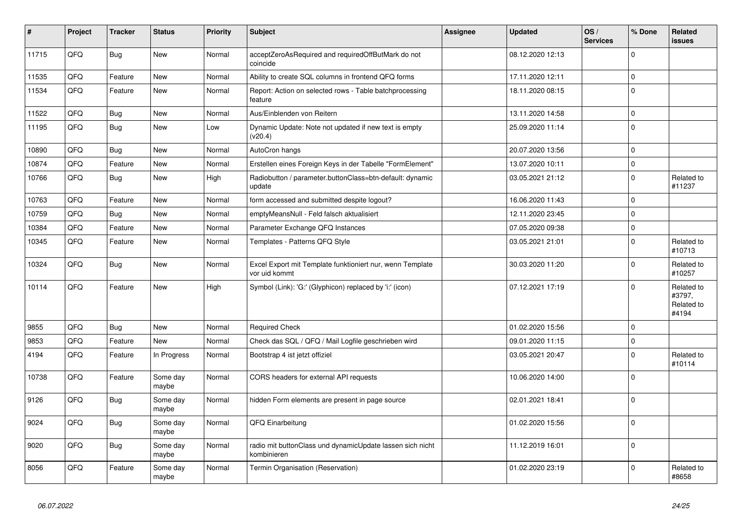| # | Project | Tracker | Status | Priority | Subject | Assignee | Updated | OS / Services | % Done | Related issues |
|---|---|---|---|---|---|---|---|---|---|---|
| 11715 | QFQ | Bug | New | Normal | acceptZeroAsRequired and requiredOffButMark do not coincide | | 08.12.2020 12:13 | | 0 | |
| 11535 | QFQ | Feature | New | Normal | Ability to create SQL columns in frontend QFQ forms | | 17.11.2020 12:11 | | 0 | |
| 11534 | QFQ | Feature | New | Normal | Report: Action on selected rows - Table batchprocessing feature | | 18.11.2020 08:15 | | 0 | |
| 11522 | QFQ | Bug | New | Normal | Aus/Einblenden von Reitern | | 13.11.2020 14:58 | | 0 | |
| 11195 | QFQ | Bug | New | Low | Dynamic Update: Note not updated if new text is empty (v20.4) | | 25.09.2020 11:14 | | 0 | |
| 10890 | QFQ | Bug | New | Normal | AutoCron hangs | | 20.07.2020 13:56 | | 0 | |
| 10874 | QFQ | Feature | New | Normal | Erstellen eines Foreign Keys in der Tabelle "FormElement" | | 13.07.2020 10:11 | | 0 | |
| 10766 | QFQ | Bug | New | High | Radiobutton / parameter.buttonClass=btn-default: dynamic update | | 03.05.2021 21:12 | | 0 | Related to #11237 |
| 10763 | QFQ | Feature | New | Normal | form accessed and submitted despite logout? | | 16.06.2020 11:43 | | 0 | |
| 10759 | QFQ | Bug | New | Normal | emptyMeansNull - Feld falsch aktualisiert | | 12.11.2020 23:45 | | 0 | |
| 10384 | QFQ | Feature | New | Normal | Parameter Exchange QFQ Instances | | 07.05.2020 09:38 | | 0 | |
| 10345 | QFQ | Feature | New | Normal | Templates - Patterns QFQ Style | | 03.05.2021 21:01 | | 0 | Related to #10713 |
| 10324 | QFQ | Bug | New | Normal | Excel Export mit Template funktioniert nur, wenn Template vor uid kommt | | 30.03.2020 11:20 | | 0 | Related to #10257 |
| 10114 | QFQ | Feature | New | High | Symbol (Link): 'G:' (Glyphicon) replaced by 'i:' (icon) | | 07.12.2021 17:19 | | 0 | Related to #3797, Related to #4194 |
| 9855 | QFQ | Bug | New | Normal | Required Check | | 01.02.2020 15:56 | | 0 | |
| 9853 | QFQ | Feature | New | Normal | Check das SQL / QFQ / Mail Logfile geschrieben wird | | 09.01.2020 11:15 | | 0 | |
| 4194 | QFQ | Feature | In Progress | Normal | Bootstrap 4 ist jetzt offiziel | | 03.05.2021 20:47 | | 0 | Related to #10114 |
| 10738 | QFQ | Feature | Some day maybe | Normal | CORS headers for external API requests | | 10.06.2020 14:00 | | 0 | |
| 9126 | QFQ | Bug | Some day maybe | Normal | hidden Form elements are present in page source | | 02.01.2021 18:41 | | 0 | |
| 9024 | QFQ | Bug | Some day maybe | Normal | QFQ Einarbeitung | | 01.02.2020 15:56 | | 0 | |
| 9020 | QFQ | Bug | Some day maybe | Normal | radio mit buttonClass und dynamicUpdate lassen sich nicht kombinieren | | 11.12.2019 16:01 | | 0 | |
| 8056 | QFQ | Feature | Some day maybe | Normal | Termin Organisation (Reservation) | | 01.02.2020 23:19 | | 0 | Related to #8658 |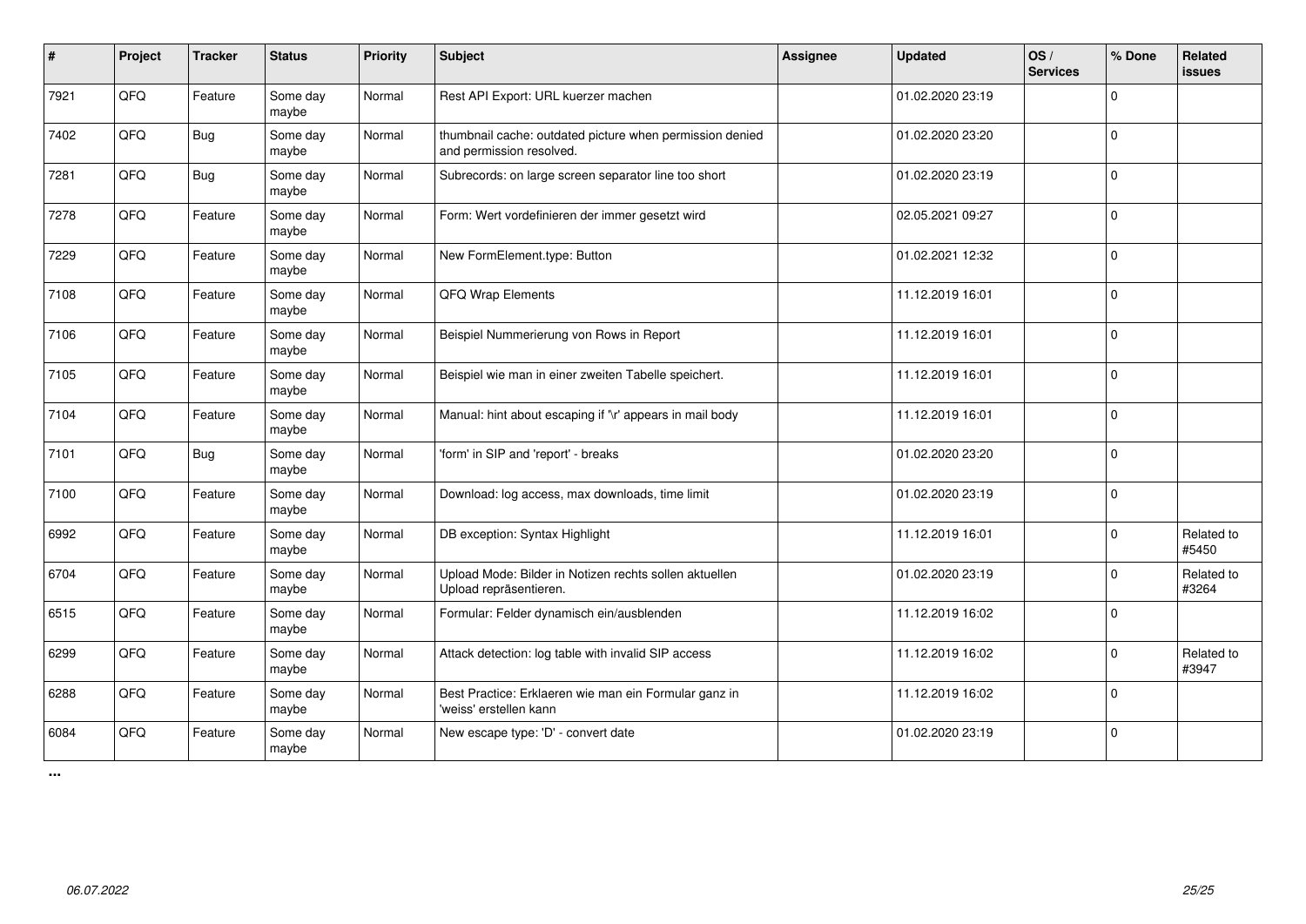| # | Project | Tracker | Status | Priority | Subject | Assignee | Updated | OS / Services | % Done | Related issues |
|---|---|---|---|---|---|---|---|---|---|---|
| 7921 | QFQ | Feature | Some day maybe | Normal | Rest API Export: URL kuerzer machen | | 01.02.2020 23:19 | | 0 | |
| 7402 | QFQ | Bug | Some day maybe | Normal | thumbnail cache: outdated picture when permission denied and permission resolved. | | 01.02.2020 23:20 | | 0 | |
| 7281 | QFQ | Bug | Some day maybe | Normal | Subrecords: on large screen separator line too short | | 01.02.2020 23:19 | | 0 | |
| 7278 | QFQ | Feature | Some day maybe | Normal | Form: Wert vordefinieren der immer gesetzt wird | | 02.05.2021 09:27 | | 0 | |
| 7229 | QFQ | Feature | Some day maybe | Normal | New FormElement.type: Button | | 01.02.2021 12:32 | | 0 | |
| 7108 | QFQ | Feature | Some day maybe | Normal | QFQ Wrap Elements | | 11.12.2019 16:01 | | 0 | |
| 7106 | QFQ | Feature | Some day maybe | Normal | Beispiel Nummerierung von Rows in Report | | 11.12.2019 16:01 | | 0 | |
| 7105 | QFQ | Feature | Some day maybe | Normal | Beispiel wie man in einer zweiten Tabelle speichert. | | 11.12.2019 16:01 | | 0 | |
| 7104 | QFQ | Feature | Some day maybe | Normal | Manual: hint about escaping if '\r' appears in mail body | | 11.12.2019 16:01 | | 0 | |
| 7101 | QFQ | Bug | Some day maybe | Normal | 'form' in SIP and 'report' - breaks | | 01.02.2020 23:20 | | 0 | |
| 7100 | QFQ | Feature | Some day maybe | Normal | Download: log access, max downloads, time limit | | 01.02.2020 23:19 | | 0 | |
| 6992 | QFQ | Feature | Some day maybe | Normal | DB exception: Syntax Highlight | | 11.12.2019 16:01 | | 0 | Related to #5450 |
| 6704 | QFQ | Feature | Some day maybe | Normal | Upload Mode: Bilder in Notizen rechts sollen aktuellen Upload repräsentieren. | | 01.02.2020 23:19 | | 0 | Related to #3264 |
| 6515 | QFQ | Feature | Some day maybe | Normal | Formular: Felder dynamisch ein/ausblenden | | 11.12.2019 16:02 | | 0 | |
| 6299 | QFQ | Feature | Some day maybe | Normal | Attack detection: log table with invalid SIP access | | 11.12.2019 16:02 | | 0 | Related to #3947 |
| 6288 | QFQ | Feature | Some day maybe | Normal | Best Practice: Erklaeren wie man ein Formular ganz in 'weiss' erstellen kann | | 11.12.2019 16:02 | | 0 | |
| 6084 | QFQ | Feature | Some day maybe | Normal | New escape type: 'D' - convert date | | 01.02.2020 23:19 | | 0 | |

...